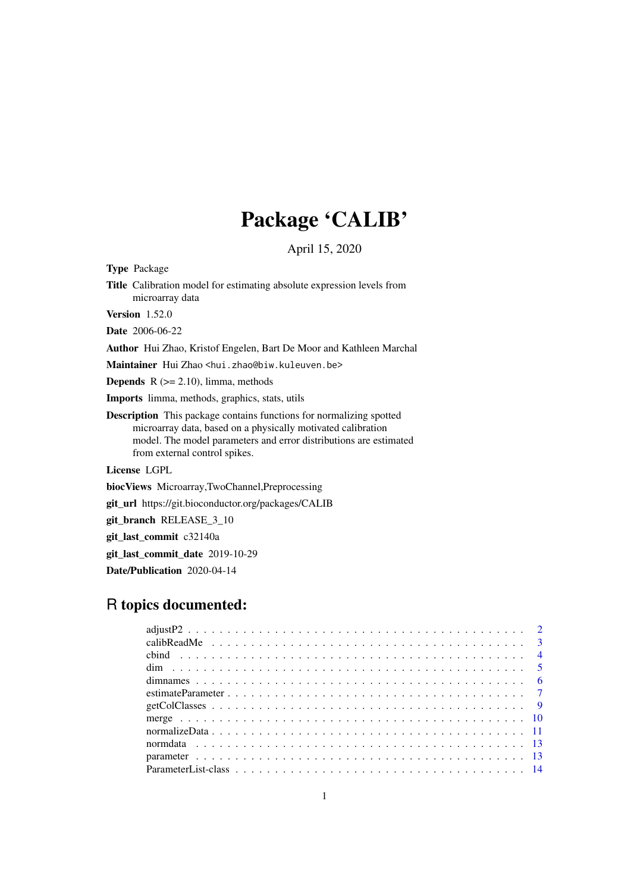# Package 'CALIB'

April 15, 2020

**Type** Package

**Title** Calibration model for estimating absolute expression levels from microarray data

**Version** 1.52.0

**Date** 2006-06-22

**Author** Hui Zhao, Kristof Engelen, Bart De Moor and Kathleen Marchal

**Maintainer** Hui Zhao <hui.zhao@biw.kuleuven.be>

**Depends** R (>= 2.10), limma, methods

**Imports** limma, methods, graphics, stats, utils

**Description** This package contains functions for normalizing spotted microarray data, based on a physically motivated calibration model. The model parameters and error distributions are estimated from external control spikes.

**License** LGPL

**biocViews** Microarray,TwoChannel,Preprocessing

**git_url** https://git.bioconductor.org/packages/CALIB

**git_branch** RELEASE_3_10

**git_last_commit** c32140a

**git_last_commit_date** 2019-10-29

**Date/Publication** 2020-04-14

## R topics documented:

- adjustP2 . . . . . . . . . . . . . . . . . . . . . . . . . . . . . . . . . . . . . . . . 2
- calibReadMe . . . . . . . . . . . . . . . . . . . . . . . . . . . . . . . . . . . . . . 3
- cbind . . . . . . . . . . . . . . . . . . . . . . . . . . . . . . . . . . . . . . . . . . 4
- dim . . . . . . . . . . . . . . . . . . . . . . . . . . . . . . . . . . . . . . . . . . . 5
- dimnames . . . . . . . . . . . . . . . . . . . . . . . . . . . . . . . . . . . . . . . 6
- estimateParameter . . . . . . . . . . . . . . . . . . . . . . . . . . . . . . . . . . 7
- getColClasses . . . . . . . . . . . . . . . . . . . . . . . . . . . . . . . . . . . . . 9
- merge . . . . . . . . . . . . . . . . . . . . . . . . . . . . . . . . . . . . . . . . . . 10
- normalizeData . . . . . . . . . . . . . . . . . . . . . . . . . . . . . . . . . . . . . 11
- normdata . . . . . . . . . . . . . . . . . . . . . . . . . . . . . . . . . . . . . . . . 13
- parameter . . . . . . . . . . . . . . . . . . . . . . . . . . . . . . . . . . . . . . . 13
- ParameterList-class . . . . . . . . . . . . . . . . . . . . . . . . . . . . . . . . . . 14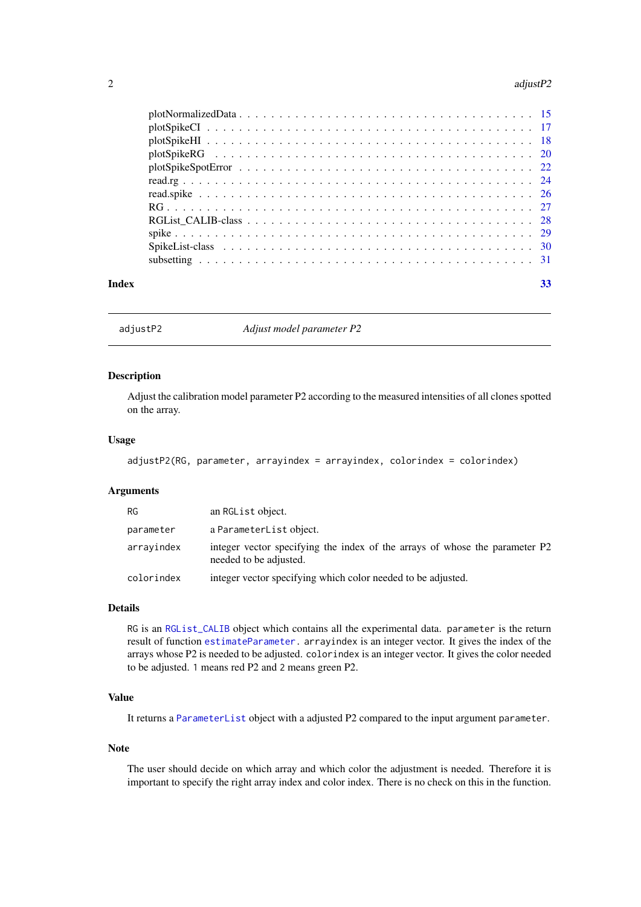plotNormalizedData . . . . . . . . . . . . . . . . . . . . . . . . . . . . . . . . . . 15
plotSpikeCI . . . . . . . . . . . . . . . . . . . . . . . . . . . . . . . . . . . . . 17
plotSpikeHI . . . . . . . . . . . . . . . . . . . . . . . . . . . . . . . . . . . . . 18
plotSpikeRG . . . . . . . . . . . . . . . . . . . . . . . . . . . . . . . . . . . . . 20
plotSpikeSpotError . . . . . . . . . . . . . . . . . . . . . . . . . . . . . . . . . . 22
read.rg . . . . . . . . . . . . . . . . . . . . . . . . . . . . . . . . . . . . . . . . 24
read.spike . . . . . . . . . . . . . . . . . . . . . . . . . . . . . . . . . . . . . . 26
RG . . . . . . . . . . . . . . . . . . . . . . . . . . . . . . . . . . . . . . . . . . 27
RGList_CALIB-class . . . . . . . . . . . . . . . . . . . . . . . . . . . . . . . . . . 28
spike . . . . . . . . . . . . . . . . . . . . . . . . . . . . . . . . . . . . . . . . . 29
SpikeList-class . . . . . . . . . . . . . . . . . . . . . . . . . . . . . . . . . . . . 30
subsetting . . . . . . . . . . . . . . . . . . . . . . . . . . . . . . . . . . . . . . 31

**Index** **33**

---

`adjustP2` *Adjust model parameter P2*

---

### Description

Adjust the calibration model parameter P2 according to the measured intensities of all clones spotted on the array.

### Usage

```
adjustP2(RG, parameter, arrayindex = arrayindex, colorindex = colorindex)
```

### Arguments

| | |
|---|---|
| `RG` | an `RGList` object. |
| `parameter` | a `ParameterList` object. |
| `arrayindex` | integer vector specifying the index of the arrays of whose the parameter P2 needed to be adjusted. |
| `colorindex` | integer vector specifying which color needed to be adjusted. |

### Details

`RG` is an `RGList_CALIB` object which contains all the experimental data. `parameter` is the return result of function `estimateParameter`. `arrayindex` is an integer vector. It gives the index of the arrays whose P2 is needed to be adjusted. `colorindex` is an integer vector. It gives the color needed to be adjusted. `1` means red P2 and `2` means green P2.

### Value

It returns a `ParameterList` object with a adjusted P2 compared to the input argument `parameter`.

### Note

The user should decide on which array and which color the adjustment is needed. Therefore it is important to specify the right array index and color index. There is no check on this in the function.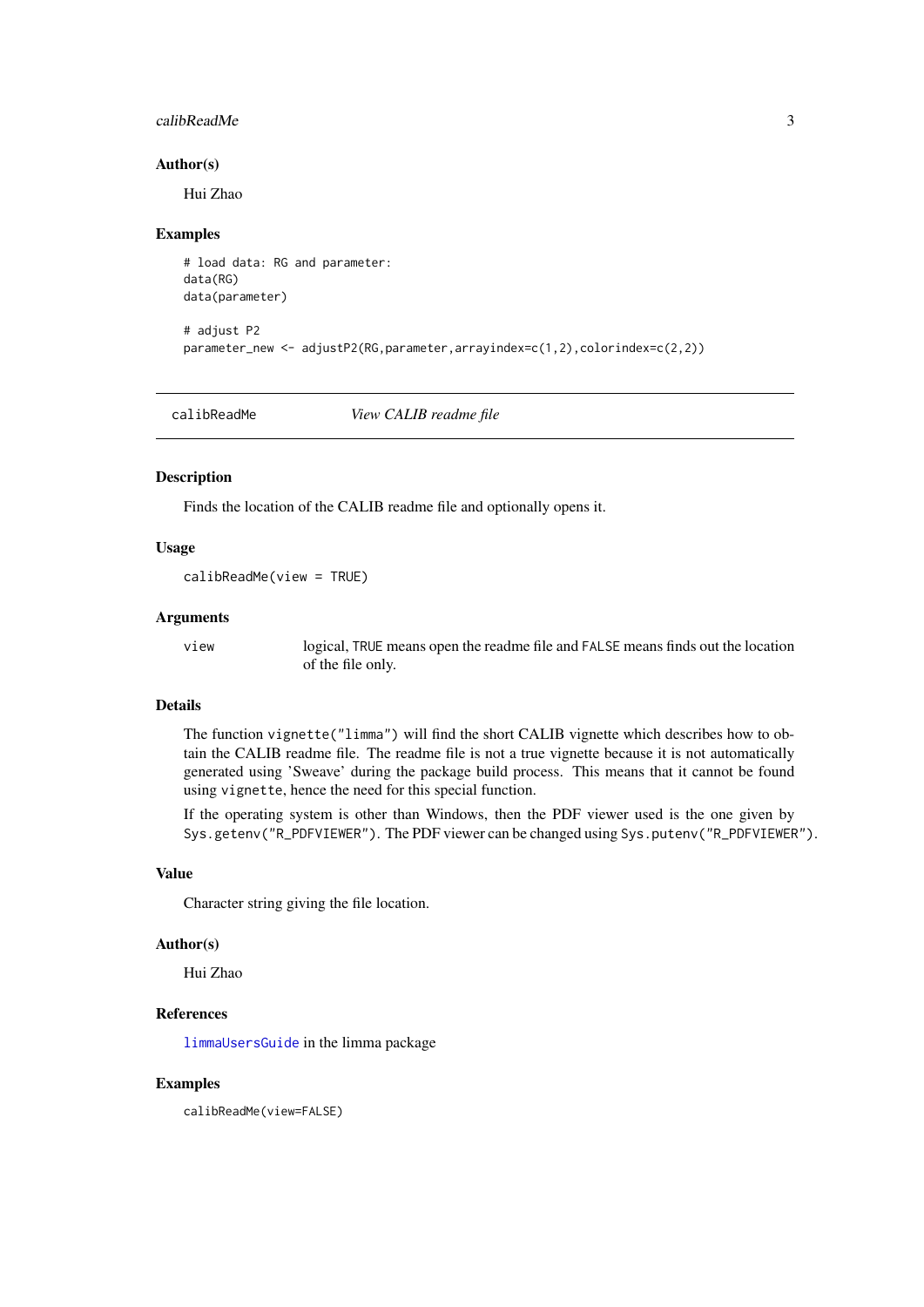### Author(s)

Hui Zhao

### Examples

```
# load data: RG and parameter:
data(RG)
data(parameter)

# adjust P2
parameter_new <- adjustP2(RG,parameter,arrayindex=c(1,2),colorindex=c(2,2))
```

---

## calibReadMe &nbsp;&nbsp;&nbsp;&nbsp; *View CALIB readme file*

---

### Description

Finds the location of the CALIB readme file and optionally opens it.

### Usage

```
calibReadMe(view = TRUE)
```

### Arguments

| | |
|---|---|
| view | logical, TRUE means open the readme file and FALSE means finds out the location of the file only. |

### Details

The function `vignette("limma")` will find the short CALIB vignette which describes how to obtain the CALIB readme file. The readme file is not a true vignette because it is not automatically generated using 'Sweave' during the package build process. This means that it cannot be found using `vignette`, hence the need for this special function.

If the operating system is other than Windows, then the PDF viewer used is the one given by `Sys.getenv("R_PDFVIEWER")`. The PDF viewer can be changed using `Sys.putenv("R_PDFVIEWER")`.

### Value

Character string giving the file location.

### Author(s)

Hui Zhao

### References

`limmaUsersGuide` in the limma package

### Examples

```
calibReadMe(view=FALSE)
```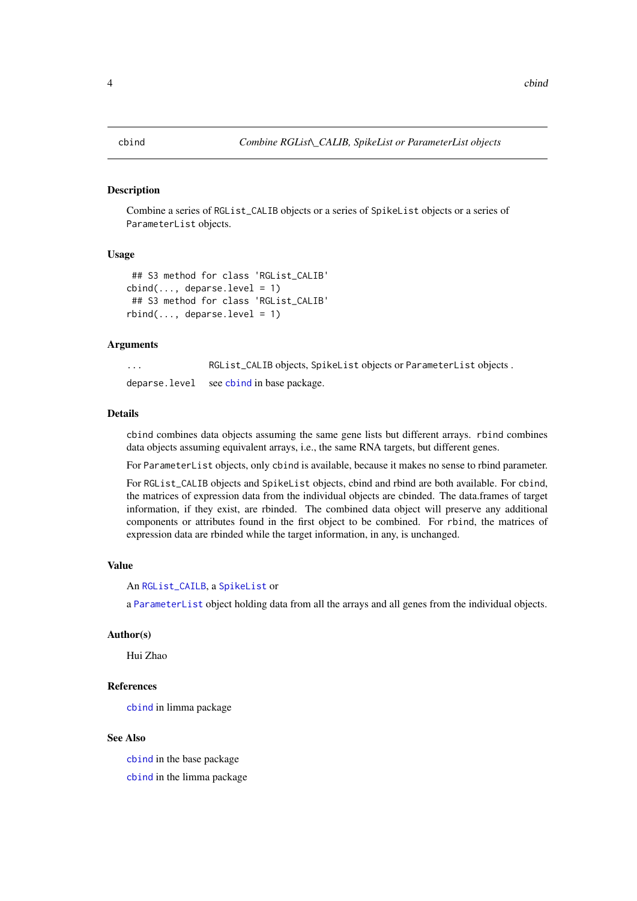cbind *Combine RGList\_CALIB, SpikeList or ParameterList objects*

## Description

Combine a series of `RGList_CALIB` objects or a series of `SpikeList` objects or a series of `ParameterList` objects.

## Usage

```
## S3 method for class 'RGList_CALIB'
cbind(..., deparse.level = 1)
## S3 method for class 'RGList_CALIB'
rbind(..., deparse.level = 1)
```

## Arguments

| | |
|---|---|
| `...` | `RGList_CALIB` objects, `SpikeList` objects or `ParameterList` objects . |
| `deparse.level` | see `cbind` in base package. |

## Details

`cbind` combines data objects assuming the same gene lists but different arrays. `rbind` combines data objects assuming equivalent arrays, i.e., the same RNA targets, but different genes.

For `ParameterList` objects, only `cbind` is available, because it makes no sense to rbind parameter.

For `RGList_CALIB` objects and `SpikeList` objects, cbind and rbind are both available. For cbind, the matrices of expression data from the individual objects are cbinded. The data.frames of target information, if they exist, are rbinded. The combined data object will preserve any additional components or attributes found in the first object to be combined. For `rbind`, the matrices of expression data are rbinded while the target information, in any, is unchanged.

## Value

An `RGList_CAILB`, a `SpikeList` or

a `ParameterList` object holding data from all the arrays and all genes from the individual objects.

## Author(s)

Hui Zhao

## References

`cbind` in limma package

## See Also

`cbind` in the base package

`cbind` in the limma package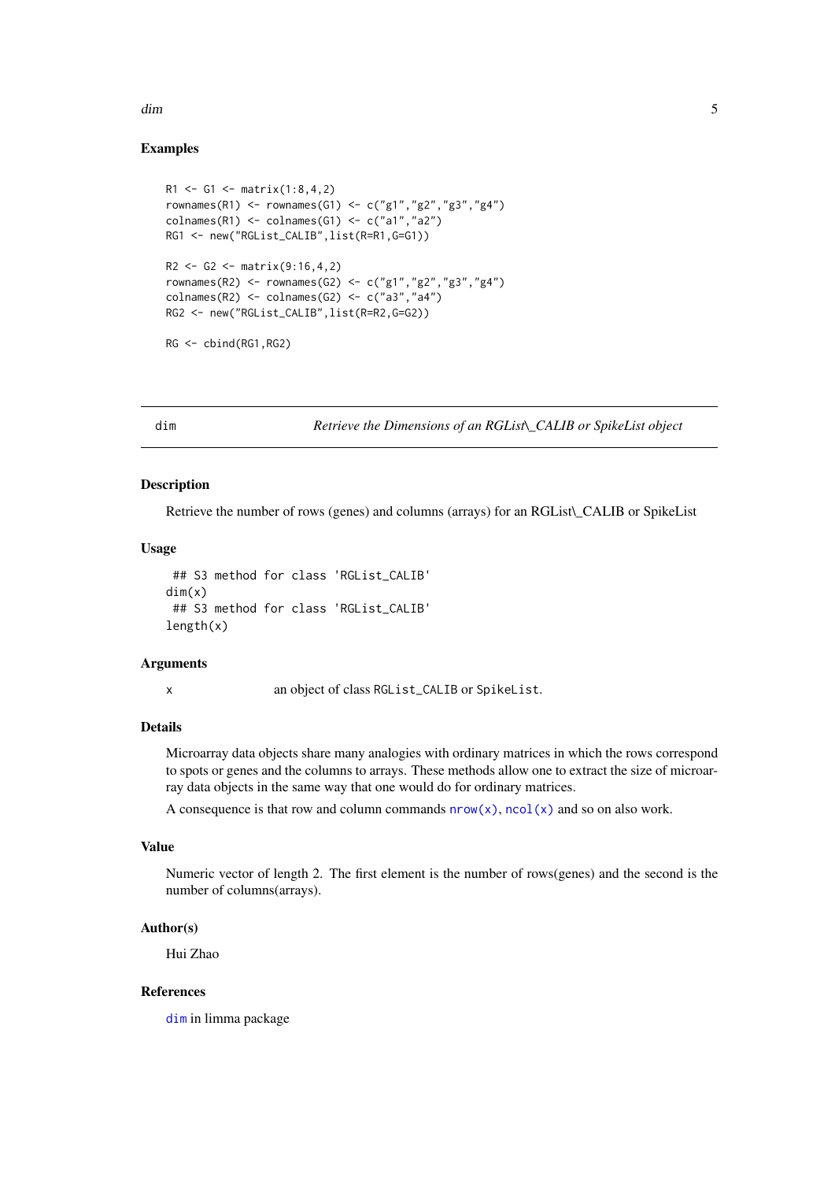### Examples

```
R1 <- G1 <- matrix(1:8,4,2)
rownames(R1) <- rownames(G1) <- c("g1","g2","g3","g4")
colnames(R1) <- colnames(G1) <- c("a1","a2")
RG1 <- new("RGList_CALIB",list(R=R1,G=G1))

R2 <- G2 <- matrix(9:16,4,2)
rownames(R2) <- rownames(G2) <- c("g1","g2","g3","g4")
colnames(R2) <- colnames(G2) <- c("a3","a4")
RG2 <- new("RGList_CALIB",list(R=R2,G=G2))

RG <- cbind(RG1,RG2)
```

---

## dim — *Retrieve the Dimensions of an RGList\_CALIB or SpikeList object*

### Description

Retrieve the number of rows (genes) and columns (arrays) for an RGList\_CALIB or SpikeList

### Usage

```
 ## S3 method for class 'RGList_CALIB'
dim(x)
 ## S3 method for class 'RGList_CALIB'
length(x)
```

### Arguments

| | |
|---|---|
| x | an object of class `RGList_CALIB` or `SpikeList`. |

### Details

Microarray data objects share many analogies with ordinary matrices in which the rows correspond to spots or genes and the columns to arrays. These methods allow one to extract the size of microarray data objects in the same way that one would do for ordinary matrices.

A consequence is that row and column commands `nrow(x)`, `ncol(x)` and so on also work.

### Value

Numeric vector of length 2. The first element is the number of rows(genes) and the second is the number of columns(arrays).

### Author(s)

Hui Zhao

### References

`dim` in limma package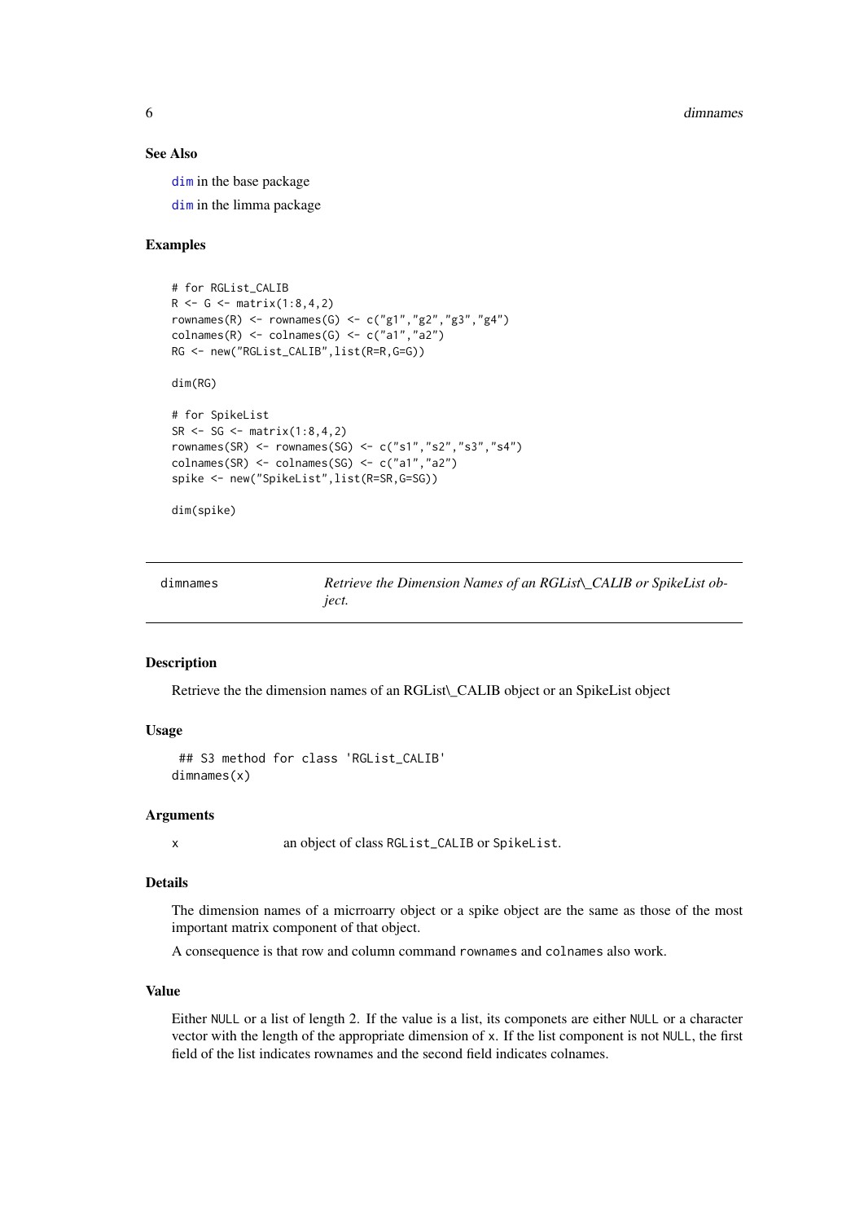### See Also

`dim` in the base package

`dim` in the limma package

### Examples

```
# for RGList_CALIB
R <- G <- matrix(1:8,4,2)
rownames(R) <- rownames(G) <- c("g1","g2","g3","g4")
colnames(R) <- colnames(G) <- c("a1","a2")
RG <- new("RGList_CALIB",list(R=R,G=G))

dim(RG)

# for SpikeList
SR <- SG <- matrix(1:8,4,2)
rownames(SR) <- rownames(SG) <- c("s1","s2","s3","s4")
colnames(SR) <- colnames(SG) <- c("a1","a2")
spike <- new("SpikeList",list(R=SR,G=SG))

dim(spike)
```

---

## dimnames — *Retrieve the Dimension Names of an RGList\_CALIB or SpikeList object.*

---

### Description

Retrieve the the dimension names of an RGList\_CALIB object or an SpikeList object

### Usage

```
 ## S3 method for class 'RGList_CALIB'
dimnames(x)
```

### Arguments

| | |
|---|---|
| x | an object of class `RGList_CALIB` or `SpikeList`. |

### Details

The dimension names of a micrroarry object or a spike object are the same as those of the most important matrix component of that object.

A consequence is that row and column command `rownames` and `colnames` also work.

### Value

Either `NULL` or a list of length 2. If the value is a list, its componets are either `NULL` or a character vector with the length of the appropriate dimension of `x`. If the list component is not `NULL`, the first field of the list indicates rownames and the second field indicates colnames.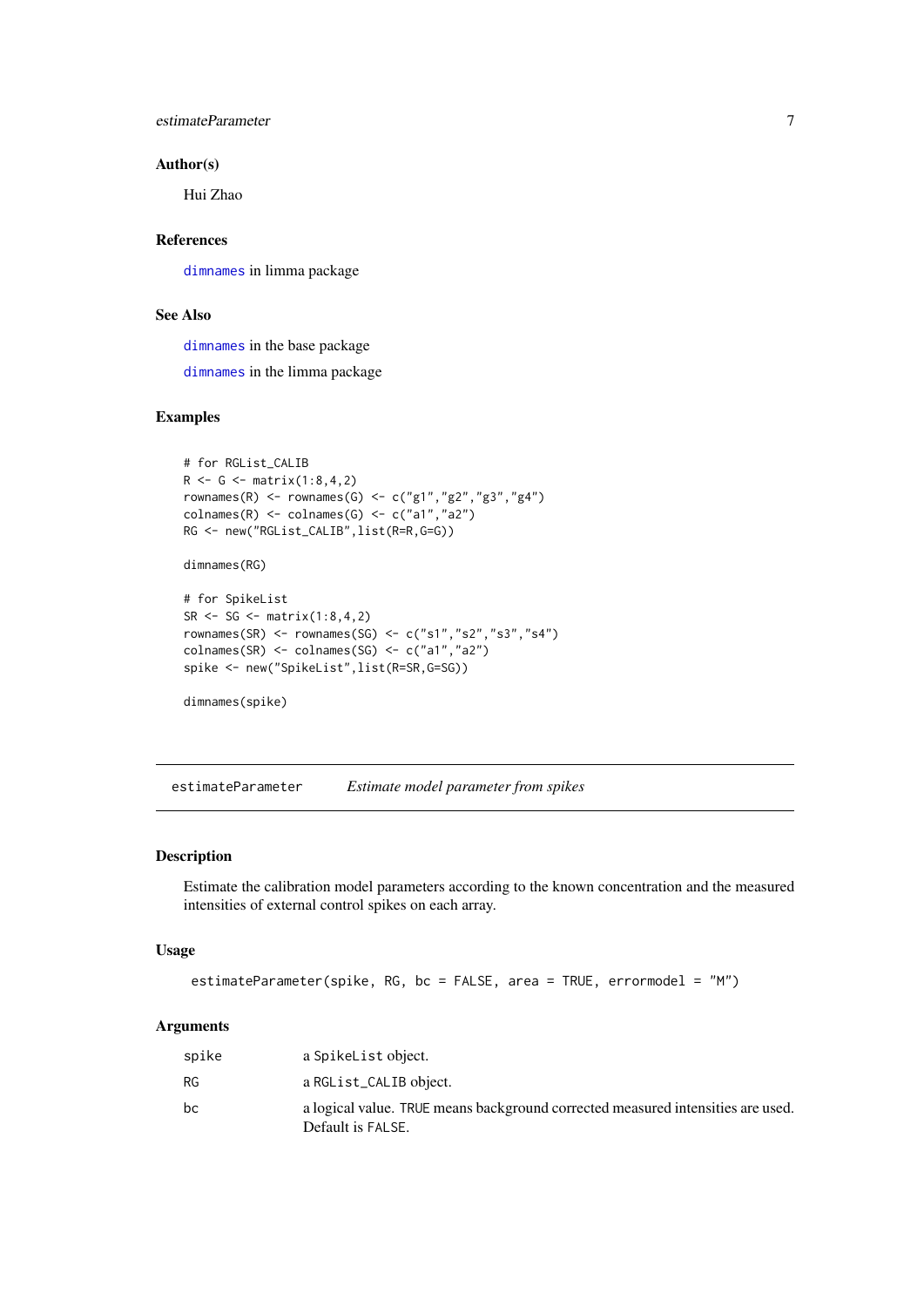### Author(s)

Hui Zhao

### References

dimnames in limma package

### See Also

dimnames in the base package

dimnames in the limma package

### Examples

```
# for RGList_CALIB
R <- G <- matrix(1:8,4,2)
rownames(R) <- rownames(G) <- c("g1","g2","g3","g4")
colnames(R) <- colnames(G) <- c("a1","a2")
RG <- new("RGList_CALIB",list(R=R,G=G))

dimnames(RG)

# for SpikeList
SR <- SG <- matrix(1:8,4,2)
rownames(SR) <- rownames(SG) <- c("s1","s2","s3","s4")
colnames(SR) <- colnames(SG) <- c("a1","a2")
spike <- new("SpikeList",list(R=SR,G=SG))

dimnames(spike)
```

---

## estimateParameter    *Estimate model parameter from spikes*

---

### Description

Estimate the calibration model parameters according to the known concentration and the measured intensities of external control spikes on each array.

### Usage

```
estimateParameter(spike, RG, bc = FALSE, area = TRUE, errormodel = "M")
```

### Arguments

| | |
|---|---|
| spike | a SpikeList object. |
| RG | a RGList_CALIB object. |
| bc | a logical value. TRUE means background corrected measured intensities are used. Default is FALSE. |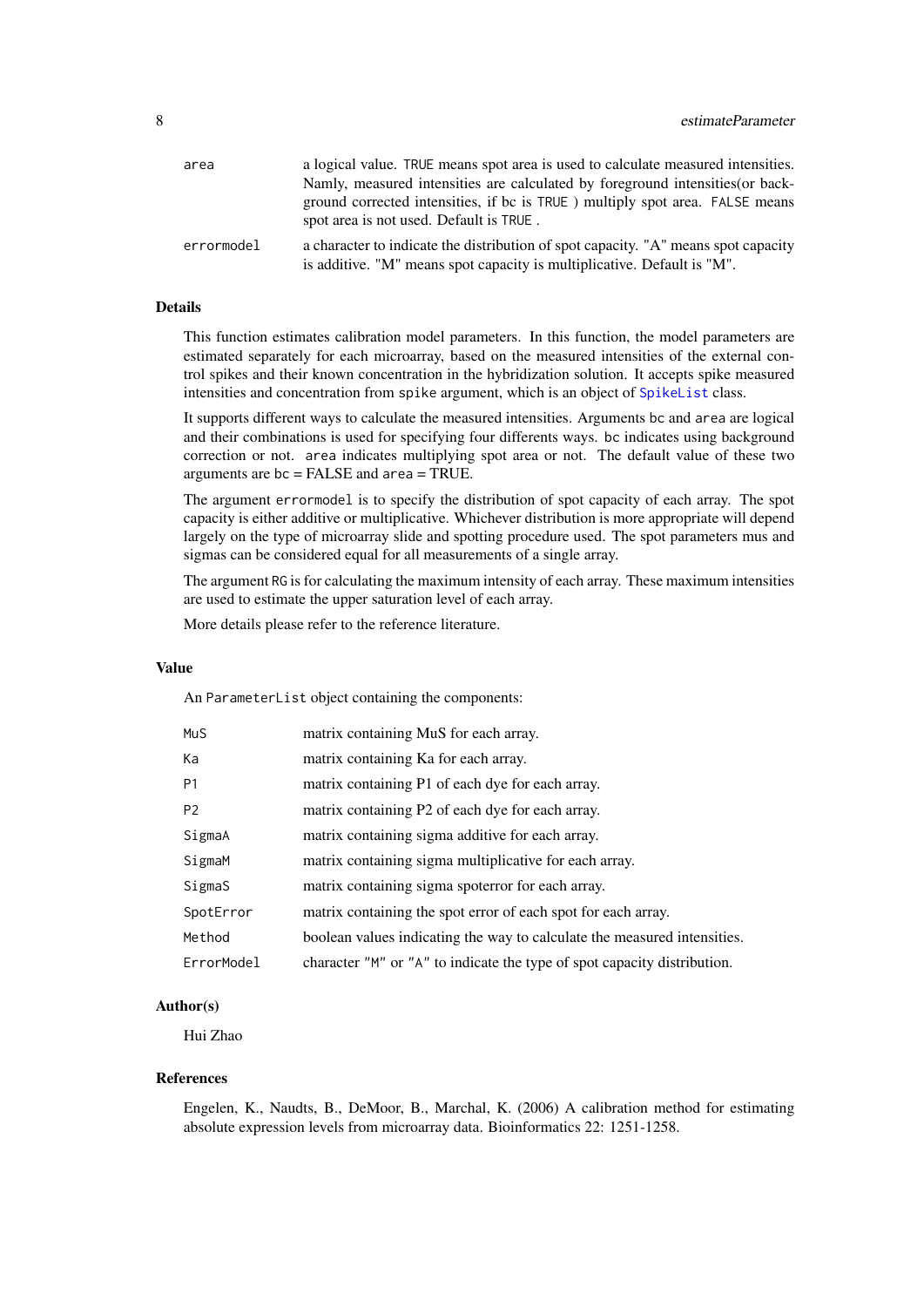| | |
|---|---|
| area | a logical value. TRUE means spot area is used to calculate measured intensities. Namly, measured intensities are calculated by foreground intensities(or background corrected intensities, if bc is TRUE ) multiply spot area. FALSE means spot area is not used. Default is TRUE . |
| errormodel | a character to indicate the distribution of spot capacity. "A" means spot capacity is additive. "M" means spot capacity is multiplicative. Default is "M". |

## Details

This function estimates calibration model parameters. In this function, the model parameters are estimated separately for each microarray, based on the measured intensities of the external control spikes and their known concentration in the hybridization solution. It accepts spike measured intensities and concentration from spike argument, which is an object of SpikeList class.

It supports different ways to calculate the measured intensities. Arguments bc and area are logical and their combinations is used for specifying four differents ways. bc indicates using background correction or not. area indicates multiplying spot area or not. The default value of these two arguments are bc = FALSE and area = TRUE.

The argument errormodel is to specify the distribution of spot capacity of each array. The spot capacity is either additive or multiplicative. Whichever distribution is more appropriate will depend largely on the type of microarray slide and spotting procedure used. The spot parameters mus and sigmas can be considered equal for all measurements of a single array.

The argument RG is for calculating the maximum intensity of each array. These maximum intensities are used to estimate the upper saturation level of each array.

More details please refer to the reference literature.

## Value

An ParameterList object containing the components:

| | |
|---|---|
| MuS | matrix containing MuS for each array. |
| Ka | matrix containing Ka for each array. |
| P1 | matrix containing P1 of each dye for each array. |
| P2 | matrix containing P2 of each dye for each array. |
| SigmaA | matrix containing sigma additive for each array. |
| SigmaM | matrix containing sigma multiplicative for each array. |
| SigmaS | matrix containing sigma spoterror for each array. |
| SpotError | matrix containing the spot error of each spot for each array. |
| Method | boolean values indicating the way to calculate the measured intensities. |
| ErrorModel | character "M" or "A" to indicate the type of spot capacity distribution. |

## Author(s)

Hui Zhao

## References

Engelen, K., Naudts, B., DeMoor, B., Marchal, K. (2006) A calibration method for estimating absolute expression levels from microarray data. Bioinformatics 22: 1251-1258.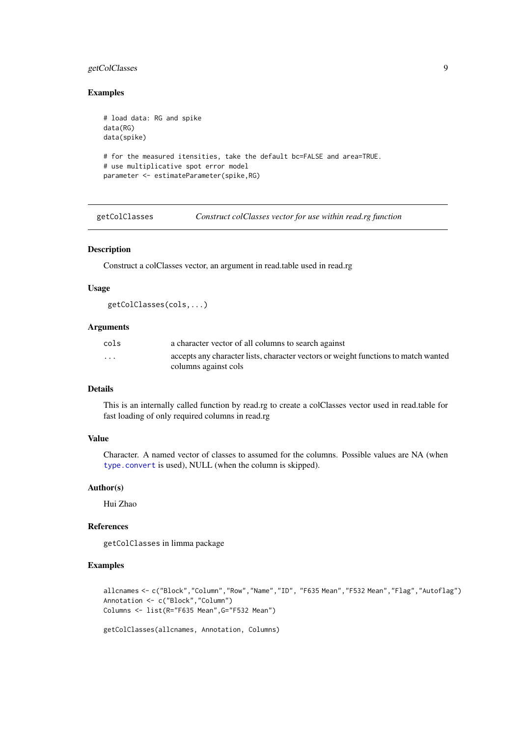## Examples

```
# load data: RG and spike
data(RG)
data(spike)

# for the measured itensities, take the default bc=FALSE and area=TRUE.
# use multiplicative spot error model
parameter <- estimateParameter(spike,RG)
```

---

## getColClasses *Construct colClasses vector for use within read.rg function*

---

### Description

Construct a colClasses vector, an argument in read.table used in read.rg

### Usage

```
getColClasses(cols,...)
```

### Arguments

| | |
|---|---|
| `cols` | a character vector of all columns to search against |
| `...` | accepts any character lists, character vectors or weight functions to match wanted columns against cols |

### Details

This is an internally called function by read.rg to create a colClasses vector used in read.table for fast loading of only required columns in read.rg

### Value

Character. A named vector of classes to assumed for the columns. Possible values are NA (when `type.convert` is used), NULL (when the column is skipped).

### Author(s)

Hui Zhao

### References

`getColClasses` in limma package

### Examples

```
allcnames <- c("Block","Column","Row","Name","ID", "F635 Mean","F532 Mean","Flag","Autoflag")
Annotation <- c("Block","Column")
Columns <- list(R="F635 Mean",G="F532 Mean")

getColClasses(allcnames, Annotation, Columns)
```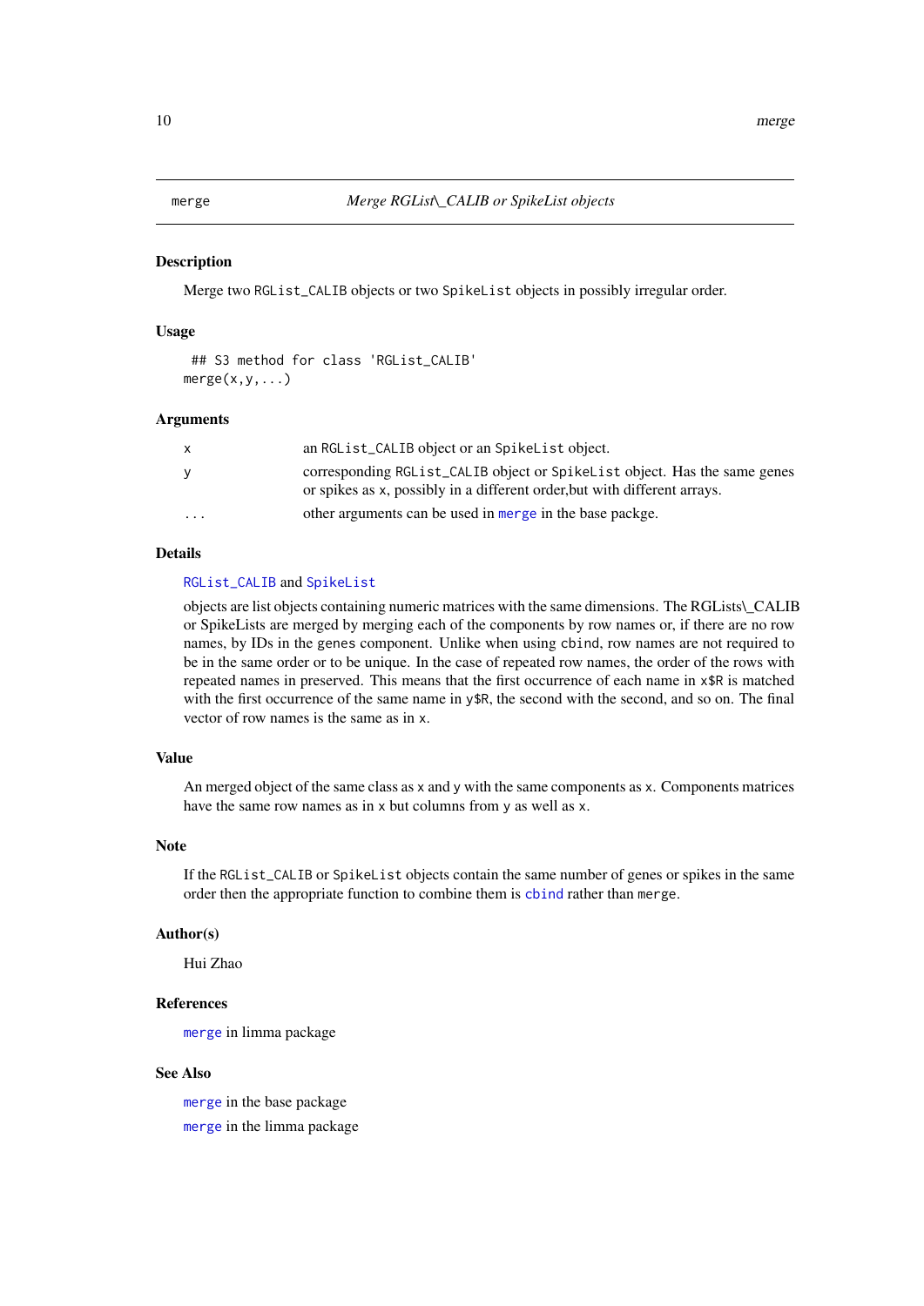# merge — *Merge RGList\_CALIB or SpikeList objects*

## Description

Merge two `RGList_CALIB` objects or two `SpikeList` objects in possibly irregular order.

## Usage

```
## S3 method for class 'RGList_CALIB'
merge(x,y,...)
```

## Arguments

| | |
|---|---|
| `x` | an `RGList_CALIB` object or an `SpikeList` object. |
| `y` | corresponding `RGList_CALIB` object or `SpikeList` object. Has the same genes or spikes as `x`, possibly in a different order,but with different arrays. |
| `...` | other arguments can be used in `merge` in the base packge. |

## Details

`RGList_CALIB` and `SpikeList`

objects are list objects containing numeric matrices with the same dimensions. The RGLists\_CALIB or SpikeLists are merged by merging each of the components by row names or, if there are no row names, by IDs in the `genes` component. Unlike when using `cbind`, row names are not required to be in the same order or to be unique. In the case of repeated row names, the order of the rows with repeated names in preserved. This means that the first occurrence of each name in `x$R` is matched with the first occurrence of the same name in `y$R`, the second with the second, and so on. The final vector of row names is the same as in `x`.

## Value

An merged object of the same class as `x` and `y` with the same components as `x`. Components matrices have the same row names as in `x` but columns from `y` as well as `x`.

## Note

If the `RGList_CALIB` or `SpikeList` objects contain the same number of genes or spikes in the same order then the appropriate function to combine them is `cbind` rather than `merge`.

## Author(s)

Hui Zhao

## References

`merge` in limma package

## See Also

`merge` in the base package

`merge` in the limma package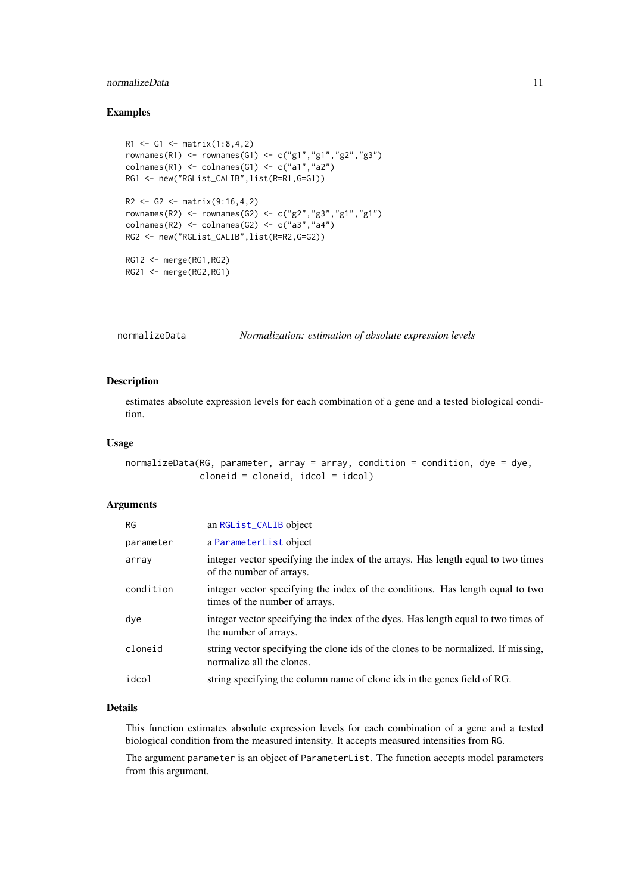### Examples

```
R1 <- G1 <- matrix(1:8,4,2)
rownames(R1) <- rownames(G1) <- c("g1","g1","g2","g3")
colnames(R1) <- colnames(G1) <- c("a1","a2")
RG1 <- new("RGList_CALIB",list(R=R1,G=G1))

R2 <- G2 <- matrix(9:16,4,2)
rownames(R2) <- rownames(G2) <- c("g2","g3","g1","g1")
colnames(R2) <- colnames(G2) <- c("a3","a4")
RG2 <- new("RGList_CALIB",list(R=R2,G=G2))

RG12 <- merge(RG1,RG2)
RG21 <- merge(RG2,RG1)
```

---

## normalizeData *Normalization: estimation of absolute expression levels*

### Description

estimates absolute expression levels for each combination of a gene and a tested biological condition.

### Usage

```
normalizeData(RG, parameter, array = array, condition = condition, dye = dye,
              cloneid = cloneid, idcol = idcol)
```

### Arguments

| | |
|---|---|
| RG | an RGList_CALIB object |
| parameter | a ParameterList object |
| array | integer vector specifying the index of the arrays. Has length equal to two times of the number of arrays. |
| condition | integer vector specifying the index of the conditions. Has length equal to two times of the number of arrays. |
| dye | integer vector specifying the index of the dyes. Has length equal to two times of the number of arrays. |
| cloneid | string vector specifying the clone ids of the clones to be normalized. If missing, normalize all the clones. |
| idcol | string specifying the column name of clone ids in the genes field of RG. |

### Details

This function estimates absolute expression levels for each combination of a gene and a tested biological condition from the measured intensity. It accepts measured intensities from RG.

The argument parameter is an object of ParameterList. The function accepts model parameters from this argument.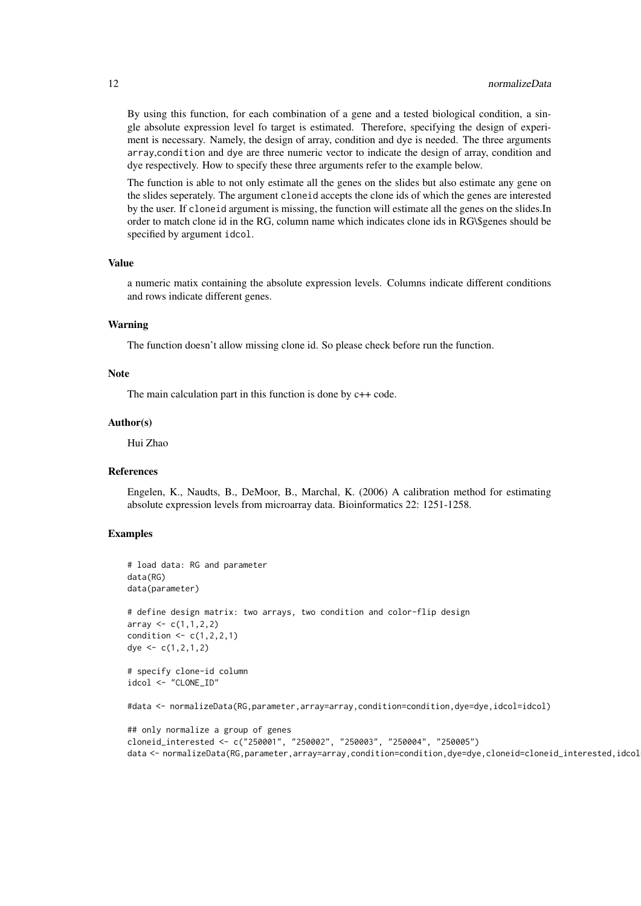By using this function, for each combination of a gene and a tested biological condition, a single absolute expression level fo target is estimated. Therefore, specifying the design of experiment is necessary. Namely, the design of array, condition and dye is needed. The three arguments array,condition and dye are three numeric vector to indicate the design of array, condition and dye respectively. How to specify these three arguments refer to the example below.

The function is able to not only estimate all the genes on the slides but also estimate any gene on the slides seperately. The argument cloneid accepts the clone ids of which the genes are interested by the user. If cloneid argument is missing, the function will estimate all the genes on the slides.In order to match clone id in the RG, column name which indicates clone ids in RG\$genes should be specified by argument idcol.

### Value

a numeric matix containing the absolute expression levels. Columns indicate different conditions and rows indicate different genes.

### Warning

The function doesn't allow missing clone id. So please check before run the function.

### Note

The main calculation part in this function is done by c++ code.

### Author(s)

Hui Zhao

### References

Engelen, K., Naudts, B., DeMoor, B., Marchal, K. (2006) A calibration method for estimating absolute expression levels from microarray data. Bioinformatics 22: 1251-1258.

### Examples

```
# load data: RG and parameter
data(RG)
data(parameter)

# define design matrix: two arrays, two condition and color-flip design
array <- c(1,1,2,2)
condition <- c(1,2,2,1)
dye <- c(1,2,1,2)

# specify clone-id column
idcol <- "CLONE_ID"

#data <- normalizeData(RG,parameter,array=array,condition=condition,dye=dye,idcol=idcol)

## only normalize a group of genes
cloneid_interested <- c("250001", "250002", "250003", "250004", "250005")
data <- normalizeData(RG,parameter,array=array,condition=condition,dye=dye,cloneid=cloneid_interested,idcol
```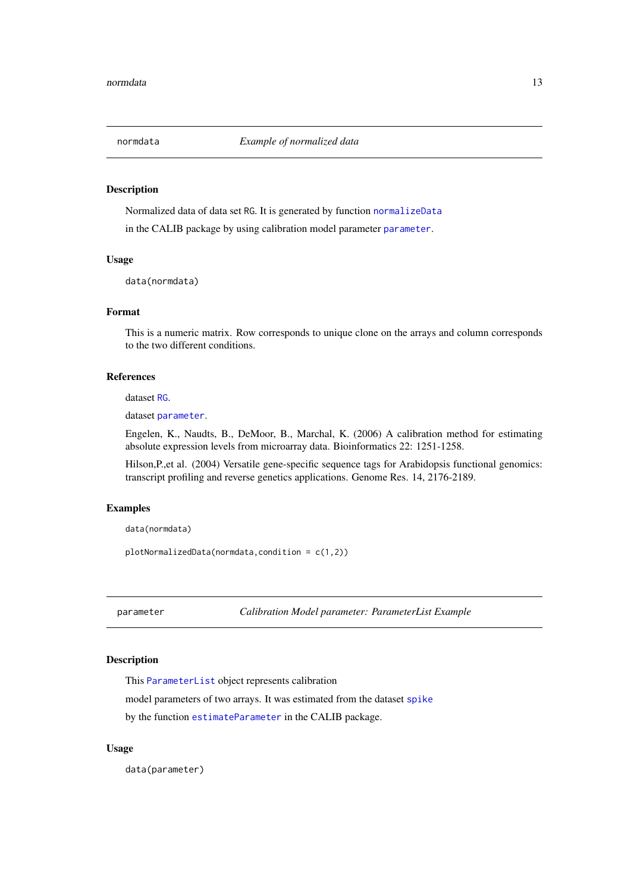## normdata — *Example of normalized data*

### Description

Normalized data of data set RG. It is generated by function normalizeData

in the CALIB package by using calibration model parameter parameter.

### Usage

```
data(normdata)
```

### Format

This is a numeric matrix. Row corresponds to unique clone on the arrays and column corresponds to the two different conditions.

### References

dataset RG.

dataset parameter.

Engelen, K., Naudts, B., DeMoor, B., Marchal, K. (2006) A calibration method for estimating absolute expression levels from microarray data. Bioinformatics 22: 1251-1258.

Hilson,P.,et al. (2004) Versatile gene-specific sequence tags for Arabidopsis functional genomics: transcript profiling and reverse genetics applications. Genome Res. 14, 2176-2189.

### Examples

```
data(normdata)

plotNormalizedData(normdata,condition = c(1,2))
```

## parameter — *Calibration Model parameter: ParameterList Example*

### Description

This ParameterList object represents calibration

model parameters of two arrays. It was estimated from the dataset spike

by the function estimateParameter in the CALIB package.

### Usage

```
data(parameter)
```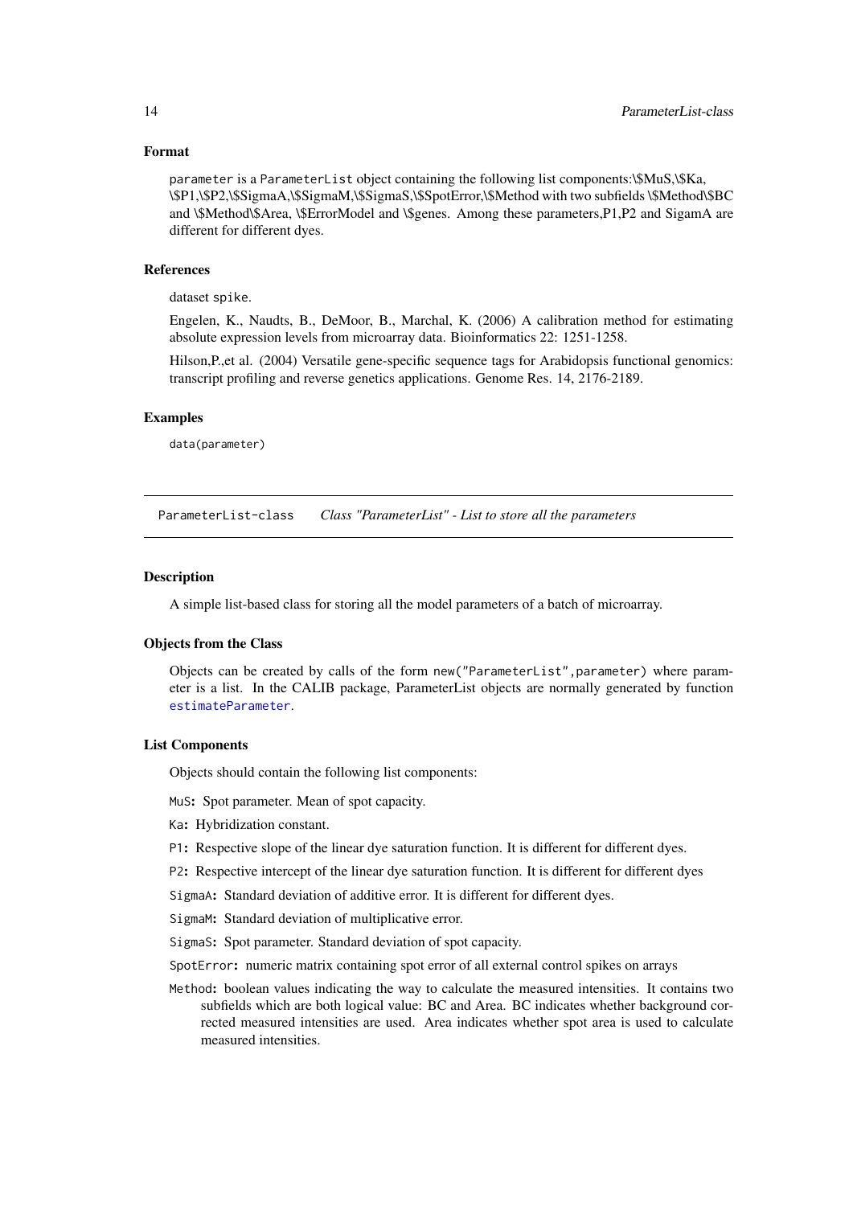### Format

`parameter` is a `ParameterList` object containing the following list components:\$MuS,\$Ka, \$P1,\$P2,\$SigmaA,\$SigmaM,\$SigmaS,\$SpotError,\$Method with two subfields \$Method\$BC and \$Method\$Area, \$ErrorModel and \$genes. Among these parameters,P1,P2 and SigamA are different for different dyes.

### References

dataset `spike`.

Engelen, K., Naudts, B., DeMoor, B., Marchal, K. (2006) A calibration method for estimating absolute expression levels from microarray data. Bioinformatics 22: 1251-1258.

Hilson,P.,et al. (2004) Versatile gene-specific sequence tags for Arabidopsis functional genomics: transcript profiling and reverse genetics applications. Genome Res. 14, 2176-2189.

### Examples

```
data(parameter)
```

---

## ParameterList-class  *Class "ParameterList" - List to store all the parameters*

---

### Description

A simple list-based class for storing all the model parameters of a batch of microarray.

### Objects from the Class

Objects can be created by calls of the form `new("ParameterList",parameter)` where parameter is a list. In the CALIB package, ParameterList objects are normally generated by function `estimateParameter`.

### List Components

Objects should contain the following list components:

- `MuS`**:** Spot parameter. Mean of spot capacity.
- `Ka`**:** Hybridization constant.
- `P1`**:** Respective slope of the linear dye saturation function. It is different for different dyes.
- `P2`**:** Respective intercept of the linear dye saturation function. It is different for different dyes
- `SigmaA`**:** Standard deviation of additive error. It is different for different dyes.
- `SigmaM`**:** Standard deviation of multiplicative error.
- `SigmaS`**:** Spot parameter. Standard deviation of spot capacity.
- `SpotError`**:** numeric matrix containing spot error of all external control spikes on arrays
- `Method`**:** boolean values indicating the way to calculate the measured intensities. It contains two subfields which are both logical value: BC and Area. BC indicates whether background corrected measured intensities are used. Area indicates whether spot area is used to calculate measured intensities.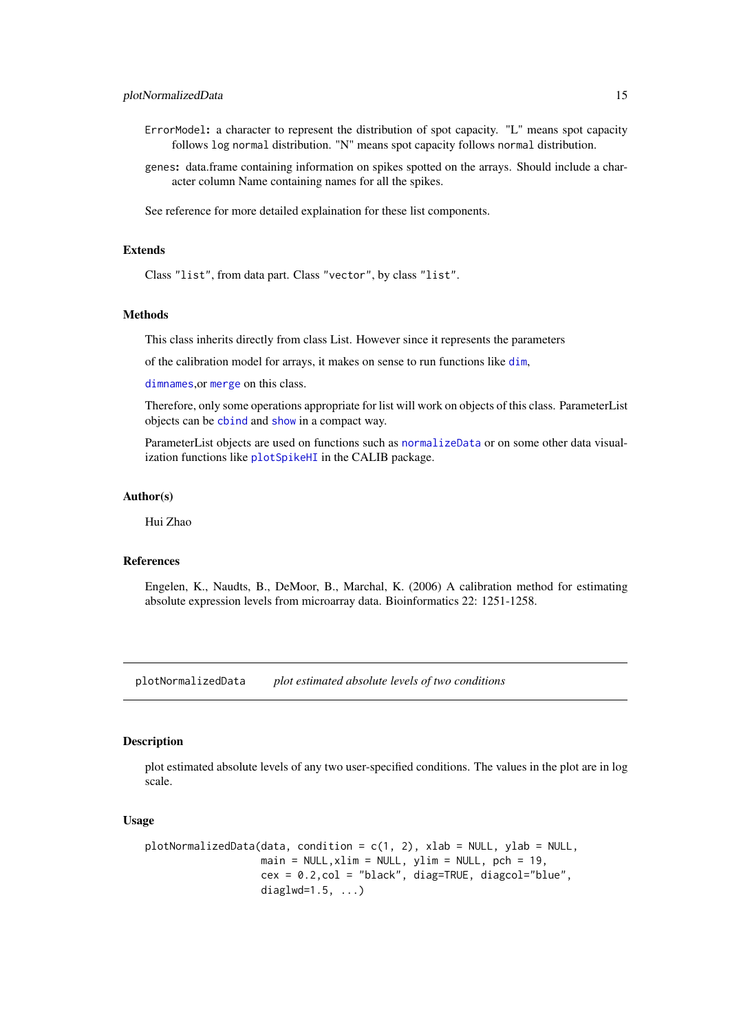`ErrorModel`: a character to represent the distribution of spot capacity. "L" means spot capacity follows `log normal` distribution. "N" means spot capacity follows `normal` distribution.

`genes`: data.frame containing information on spikes spotted on the arrays. Should include a character column Name containing names for all the spikes.

See reference for more detailed explaination for these list components.

## Extends

Class `"list"`, from data part. Class `"vector"`, by class `"list"`.

## Methods

This class inherits directly from class List. However since it represents the parameters

of the calibration model for arrays, it makes on sense to run functions like `dim`,

`dimnames`,or `merge` on this class.

Therefore, only some operations appropriate for list will work on objects of this class. ParameterList objects can be `cbind` and `show` in a compact way.

ParameterList objects are used on functions such as `normalizeData` or on some other data visualization functions like `plotSpikeHI` in the CALIB package.

## Author(s)

Hui Zhao

## References

Engelen, K., Naudts, B., DeMoor, B., Marchal, K. (2006) A calibration method for estimating absolute expression levels from microarray data. Bioinformatics 22: 1251-1258.

---

# plotNormalizedData *plot estimated absolute levels of two conditions*

## Description

plot estimated absolute levels of any two user-specified conditions. The values in the plot are in log scale.

## Usage

```
plotNormalizedData(data, condition = c(1, 2), xlab = NULL, ylab = NULL,
                   main = NULL,xlim = NULL, ylim = NULL, pch = 19,
                   cex = 0.2,col = "black", diag=TRUE, diagcol="blue",
                   diaglwd=1.5, ...)
```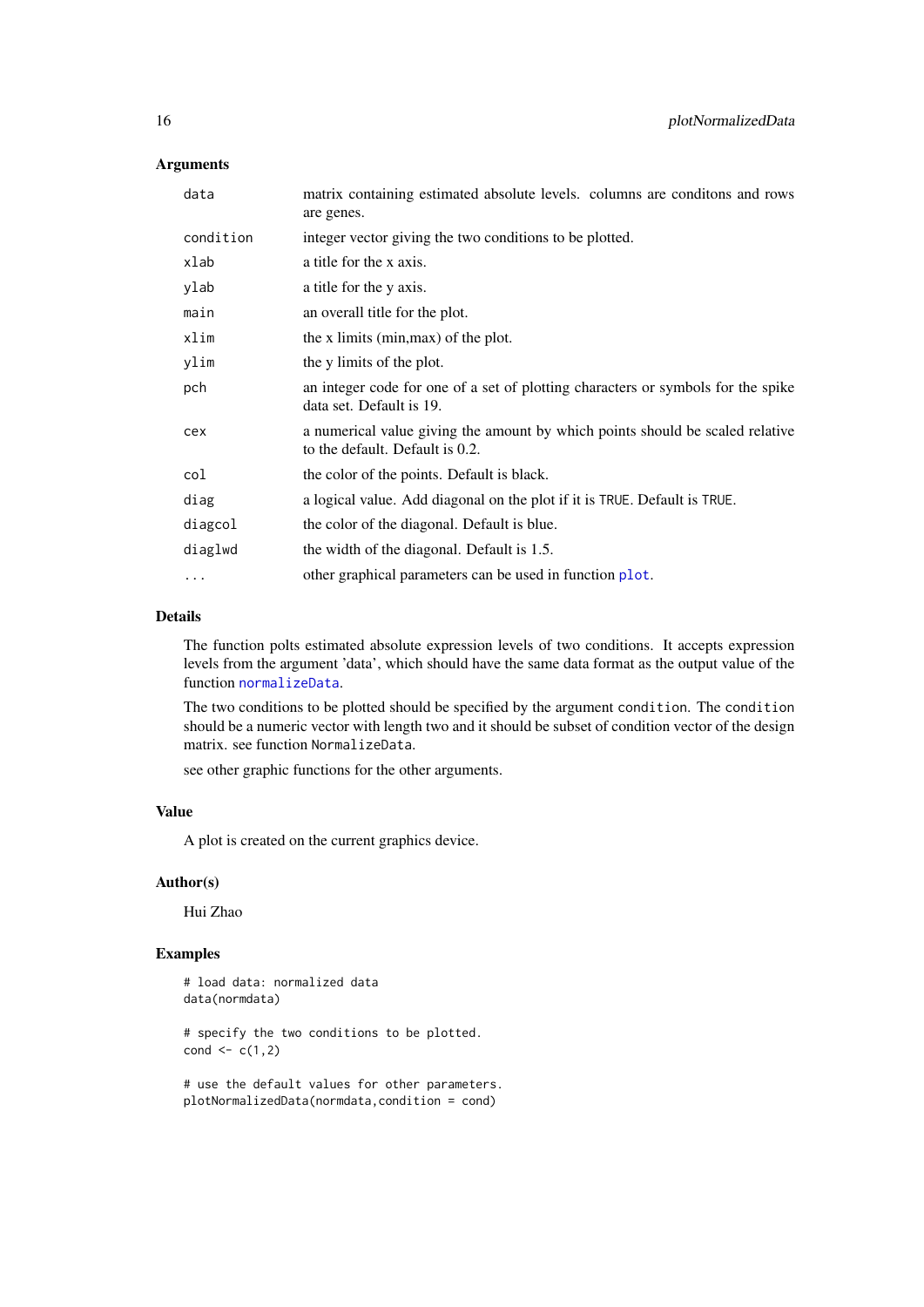## Arguments

| | |
|---|---|
| `data` | matrix containing estimated absolute levels. columns are conditons and rows are genes. |
| `condition` | integer vector giving the two conditions to be plotted. |
| `xlab` | a title for the x axis. |
| `ylab` | a title for the y axis. |
| `main` | an overall title for the plot. |
| `xlim` | the x limits (min,max) of the plot. |
| `ylim` | the y limits of the plot. |
| `pch` | an integer code for one of a set of plotting characters or symbols for the spike data set. Default is 19. |
| `cex` | a numerical value giving the amount by which points should be scaled relative to the default. Default is 0.2. |
| `col` | the color of the points. Default is black. |
| `diag` | a logical value. Add diagonal on the plot if it is `TRUE`. Default is `TRUE`. |
| `diagcol` | the color of the diagonal. Default is blue. |
| `diaglwd` | the width of the diagonal. Default is 1.5. |
| `...` | other graphical parameters can be used in function `plot`. |

## Details

The function polts estimated absolute expression levels of two conditions. It accepts expression levels from the argument 'data', which should have the same data format as the output value of the function `normalizeData`.

The two conditions to be plotted should be specified by the argument `condition`. The `condition` should be a numeric vector with length two and it should be subset of condition vector of the design matrix. see function `NormalizeData`.

see other graphic functions for the other arguments.

## Value

A plot is created on the current graphics device.

## Author(s)

Hui Zhao

## Examples

```
# load data: normalized data
data(normdata)

# specify the two conditions to be plotted.
cond <- c(1,2)

# use the default values for other parameters.
plotNormalizedData(normdata,condition = cond)
```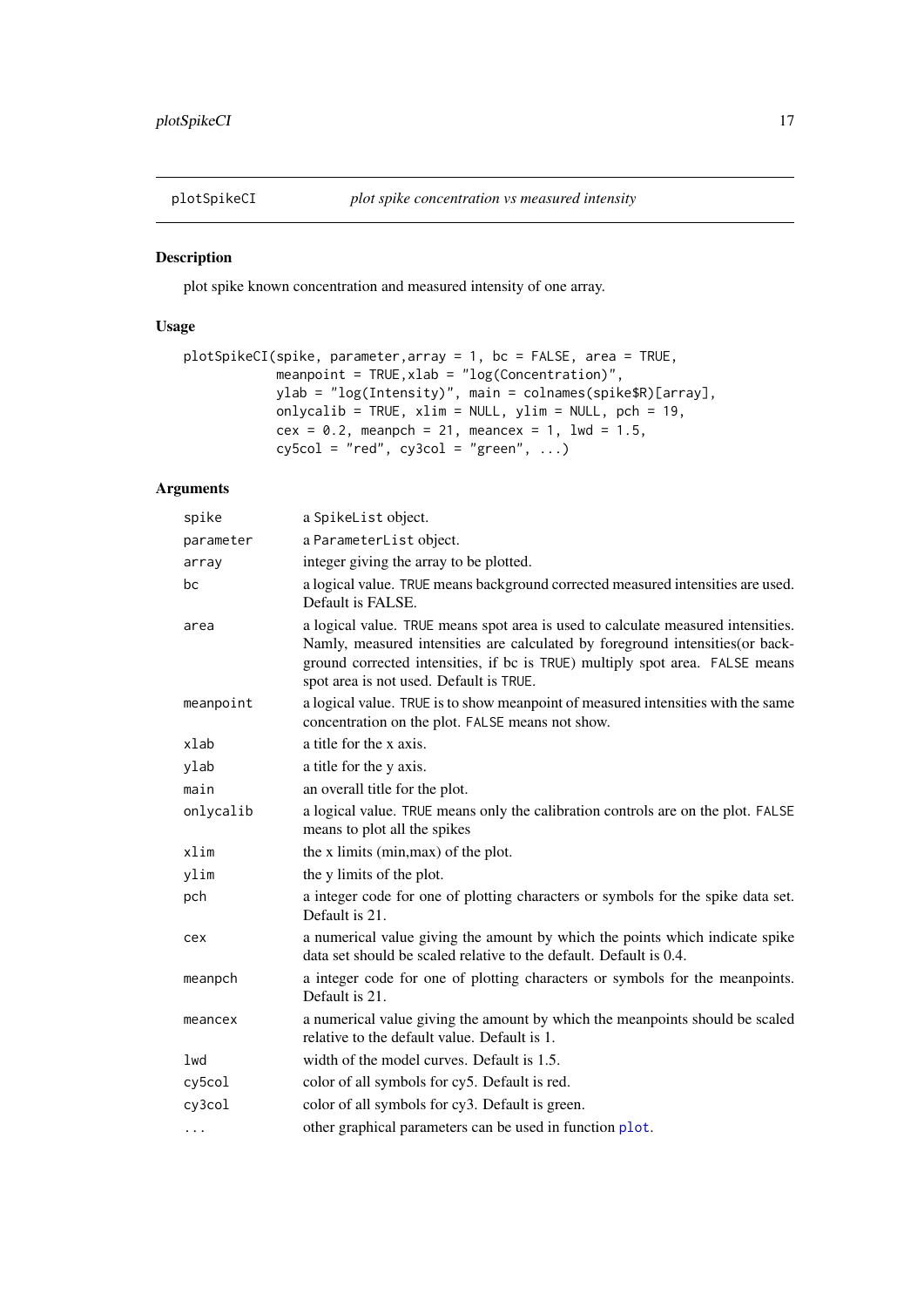plotSpikeCI *plot spike concentration vs measured intensity*

## Description

plot spike known concentration and measured intensity of one array.

## Usage

```
plotSpikeCI(spike, parameter,array = 1, bc = FALSE, area = TRUE,
            meanpoint = TRUE,xlab = "log(Concentration)",
            ylab = "log(Intensity)", main = colnames(spike$R)[array],
            onlycalib = TRUE, xlim = NULL, ylim = NULL, pch = 19,
            cex = 0.2, meanpch = 21, meancex = 1, lwd = 1.5,
            cy5col = "red", cy3col = "green", ...)
```

## Arguments

| | |
|---|---|
| `spike` | a `SpikeList` object. |
| `parameter` | a `ParameterList` object. |
| `array` | integer giving the array to be plotted. |
| `bc` | a logical value. `TRUE` means background corrected measured intensities are used. Default is FALSE. |
| `area` | a logical value. `TRUE` means spot area is used to calculate measured intensities. Namly, measured intensities are calculated by foreground intensities(or background corrected intensities, if bc is `TRUE`) multiply spot area. `FALSE` means spot area is not used. Default is `TRUE`. |
| `meanpoint` | a logical value. `TRUE` is to show meanpoint of measured intensities with the same concentration on the plot. `FALSE` means not show. |
| `xlab` | a title for the x axis. |
| `ylab` | a title for the y axis. |
| `main` | an overall title for the plot. |
| `onlycalib` | a logical value. `TRUE` means only the calibration controls are on the plot. `FALSE` means to plot all the spikes |
| `xlim` | the x limits (min,max) of the plot. |
| `ylim` | the y limits of the plot. |
| `pch` | a integer code for one of plotting characters or symbols for the spike data set. Default is 21. |
| `cex` | a numerical value giving the amount by which the points which indicate spike data set should be scaled relative to the default. Default is 0.4. |
| `meanpch` | a integer code for one of plotting characters or symbols for the meanpoints. Default is 21. |
| `meancex` | a numerical value giving the amount by which the meanpoints should be scaled relative to the default value. Default is 1. |
| `lwd` | width of the model curves. Default is 1.5. |
| `cy5col` | color of all symbols for cy5. Default is red. |
| `cy3col` | color of all symbols for cy3. Default is green. |
| `...` | other graphical parameters can be used in function `plot`. |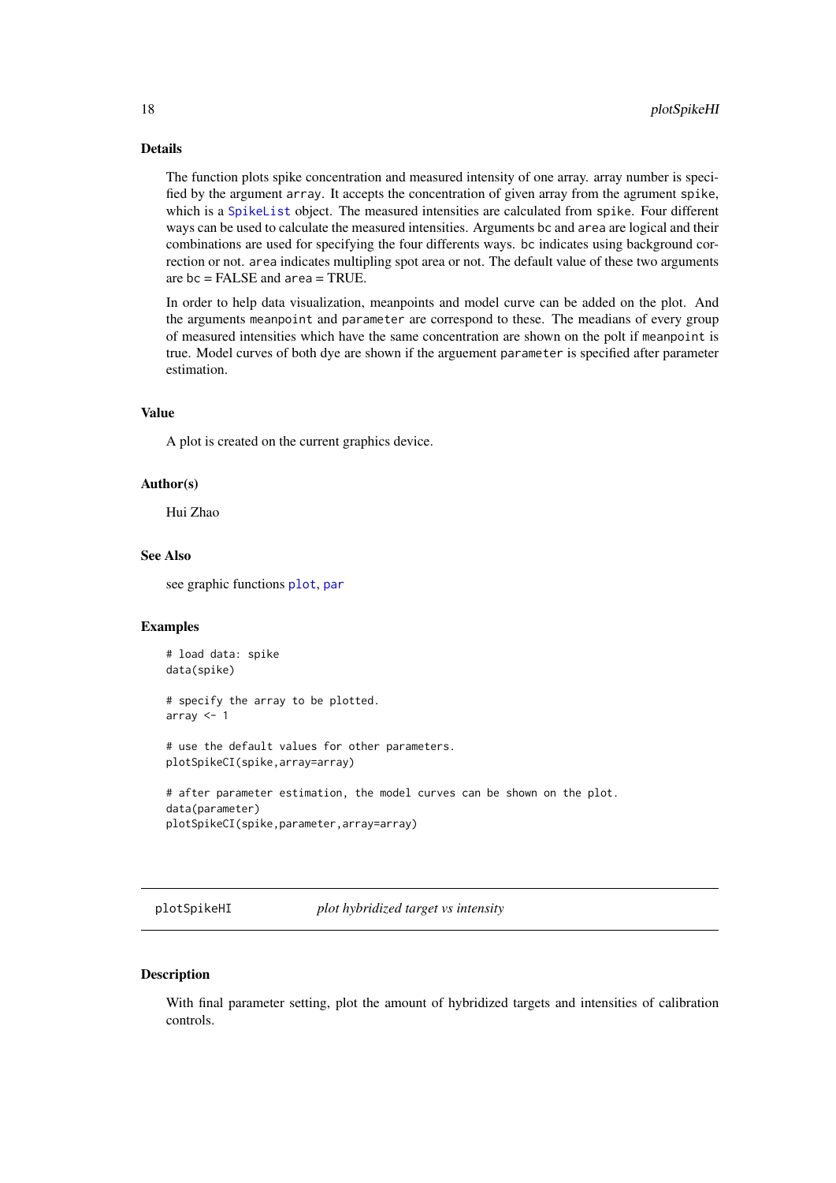### Details

The function plots spike concentration and measured intensity of one array. array number is specified by the argument `array`. It accepts the concentration of given array from the agrument `spike`, which is a `SpikeList` object. The measured intensities are calculated from `spike`. Four different ways can be used to calculate the measured intensities. Arguments `bc` and `area` are logical and their combinations are used for specifying the four differents ways. `bc` indicates using background correction or not. `area` indicates multipling spot area or not. The default value of these two arguments are `bc` = FALSE and `area` = TRUE.

In order to help data visualization, meanpoints and model curve can be added on the plot. And the arguments `meanpoint` and `parameter` are correspond to these. The meadians of every group of measured intensities which have the same concentration are shown on the polt if `meanpoint` is true. Model curves of both dye are shown if the arguement `parameter` is specified after parameter estimation.

### Value

A plot is created on the current graphics device.

### Author(s)

Hui Zhao

### See Also

see graphic functions `plot`, `par`

### Examples

```
# load data: spike
data(spike)

# specify the array to be plotted.
array <- 1

# use the default values for other parameters.
plotSpikeCI(spike,array=array)

# after parameter estimation, the model curves can be shown on the plot.
data(parameter)
plotSpikeCI(spike,parameter,array=array)
```

---

## plotSpikeHI &nbsp;&nbsp;&nbsp; *plot hybridized target vs intensity*

---

### Description

With final parameter setting, plot the amount of hybridized targets and intensities of calibration controls.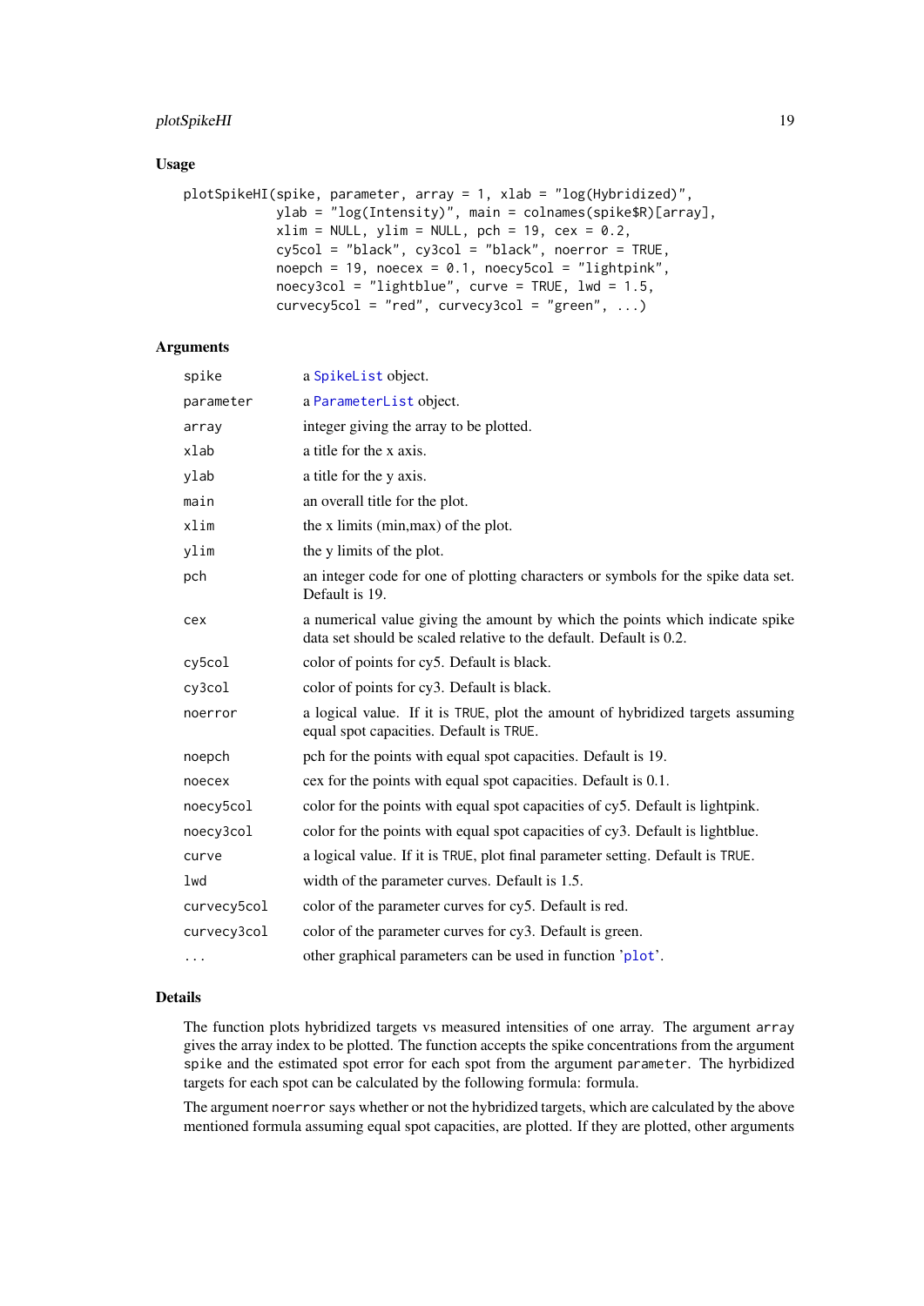## Usage

```
plotSpikeHI(spike, parameter, array = 1, xlab = "log(Hybridized)",
            ylab = "log(Intensity)", main = colnames(spike$R)[array],
            xlim = NULL, ylim = NULL, pch = 19, cex = 0.2,
            cy5col = "black", cy3col = "black", noerror = TRUE,
            noepch = 19, noecex = 0.1, noecy5col = "lightpink",
            noecy3col = "lightblue", curve = TRUE, lwd = 1.5,
            curvecy5col = "red", curvecy3col = "green", ...)
```

## Arguments

| | |
|---|---|
| `spike` | a `SpikeList` object. |
| `parameter` | a `ParameterList` object. |
| `array` | integer giving the array to be plotted. |
| `xlab` | a title for the x axis. |
| `ylab` | a title for the y axis. |
| `main` | an overall title for the plot. |
| `xlim` | the x limits (min,max) of the plot. |
| `ylim` | the y limits of the plot. |
| `pch` | an integer code for one of plotting characters or symbols for the spike data set. Default is 19. |
| `cex` | a numerical value giving the amount by which the points which indicate spike data set should be scaled relative to the default. Default is 0.2. |
| `cy5col` | color of points for cy5. Default is black. |
| `cy3col` | color of points for cy3. Default is black. |
| `noerror` | a logical value. If it is `TRUE`, plot the amount of hybridized targets assuming equal spot capacities. Default is `TRUE`. |
| `noepch` | pch for the points with equal spot capacities. Default is 19. |
| `noecex` | cex for the points with equal spot capacities. Default is 0.1. |
| `noecy5col` | color for the points with equal spot capacities of cy5. Default is lightpink. |
| `noecy3col` | color for the points with equal spot capacities of cy3. Default is lightblue. |
| `curve` | a logical value. If it is `TRUE`, plot final parameter setting. Default is `TRUE`. |
| `lwd` | width of the parameter curves. Default is 1.5. |
| `curvecy5col` | color of the parameter curves for cy5. Default is red. |
| `curvecy3col` | color of the parameter curves for cy3. Default is green. |
| `...` | other graphical parameters can be used in function '`plot`'. |

## Details

The function plots hybridized targets vs measured intensities of one array. The argument `array` gives the array index to be plotted. The function accepts the spike concentrations from the argument `spike` and the estimated spot error for each spot from the argument `parameter`. The hyrbidized targets for each spot can be calculated by the following formula: formula.

The argument `noerror` says whether or not the hybridized targets, which are calculated by the above mentioned formula assuming equal spot capacities, are plotted. If they are plotted, other arguments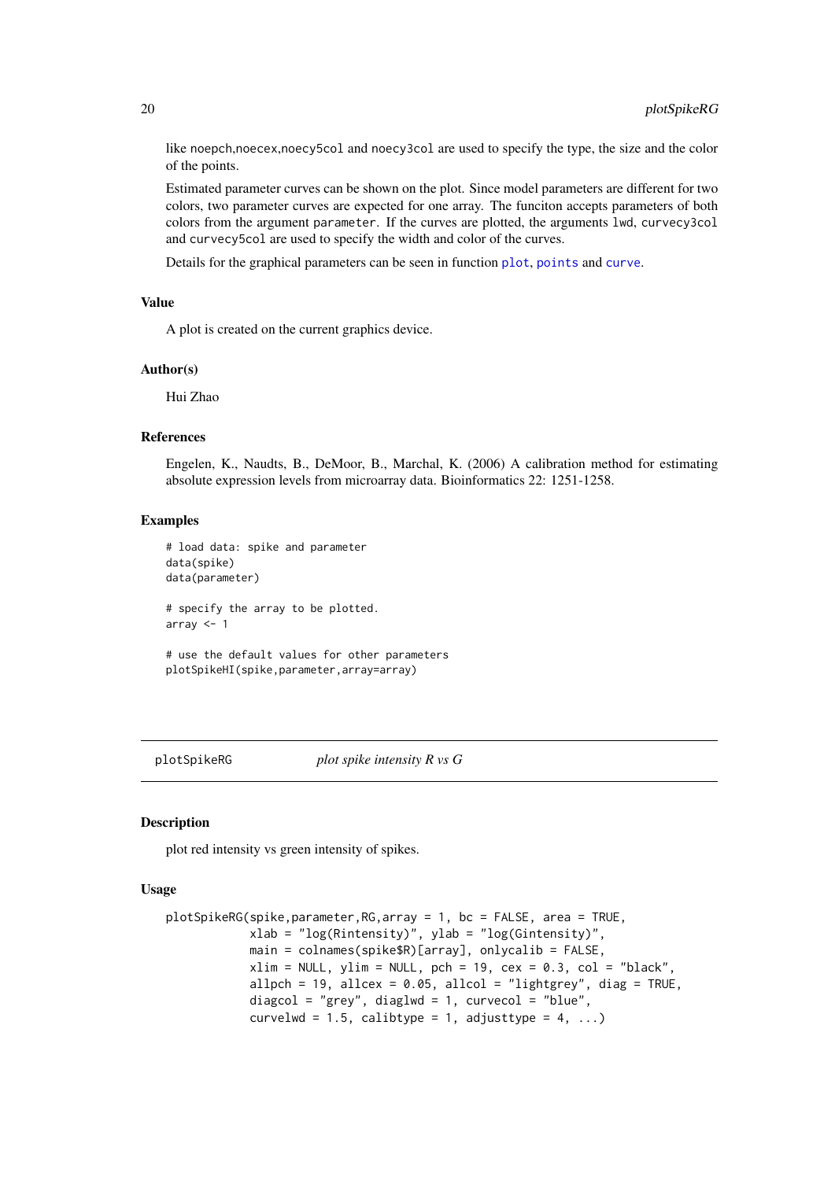like noepch,noecex,noecy5col and noecy3col are used to specify the type, the size and the color of the points.

Estimated parameter curves can be shown on the plot. Since model parameters are different for two colors, two parameter curves are expected for one array. The funciton accepts parameters of both colors from the argument parameter. If the curves are plotted, the arguments lwd, curvecy3col and curvecy5col are used to specify the width and color of the curves.

Details for the graphical parameters can be seen in function plot, points and curve.

### Value

A plot is created on the current graphics device.

### Author(s)

Hui Zhao

### References

Engelen, K., Naudts, B., DeMoor, B., Marchal, K. (2006) A calibration method for estimating absolute expression levels from microarray data. Bioinformatics 22: 1251-1258.

### Examples

```
# load data: spike and parameter
data(spike)
data(parameter)

# specify the array to be plotted.
array <- 1

# use the default values for other parameters
plotSpikeHI(spike,parameter,array=array)
```

---

## plotSpikeRG — *plot spike intensity R vs G*

### Description

plot red intensity vs green intensity of spikes.

### Usage

```
plotSpikeRG(spike,parameter,RG,array = 1, bc = FALSE, area = TRUE,
            xlab = "log(Rintensity)", ylab = "log(Gintensity)",
            main = colnames(spike$R)[array], onlycalib = FALSE,
            xlim = NULL, ylim = NULL, pch = 19, cex = 0.3, col = "black",
            allpch = 19, allcex = 0.05, allcol = "lightgrey", diag = TRUE,
            diagcol = "grey", diaglwd = 1, curvecol = "blue",
            curvelwd = 1.5, calibtype = 1, adjusttype = 4, ...)
```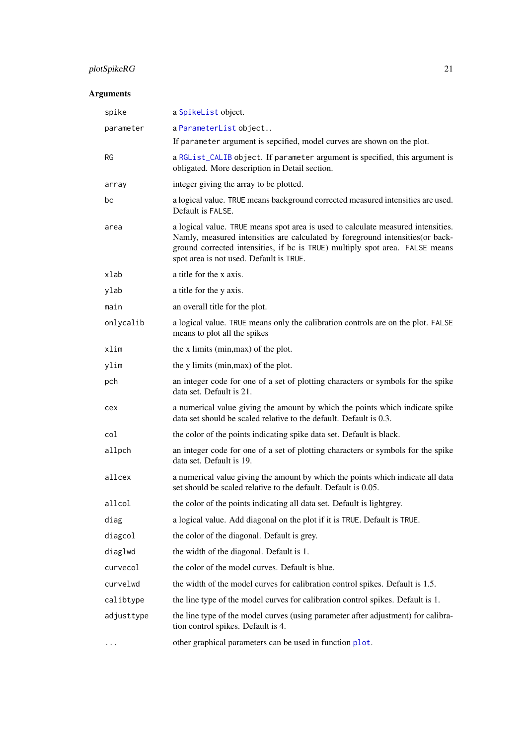### Arguments

| | |
|---|---|
| `spike` | a `SpikeList` object. |
| `parameter` | a `ParameterList` `object..` <br> If `parameter` argument is sepcified, model curves are shown on the plot. |
| `RG` | a `RGList_CALIB` `object`. If `parameter` argument is specified, this argument is obligated. More description in Detail section. |
| `array` | integer giving the array to be plotted. |
| `bc` | a logical value. `TRUE` means background corrected measured intensities are used. Default is `FALSE`. |
| `area` | a logical value. `TRUE` means spot area is used to calculate measured intensities. Namly, measured intensities are calculated by foreground intensities(or background corrected intensities, if bc is `TRUE`) multiply spot area. `FALSE` means spot area is not used. Default is `TRUE`. |
| `xlab` | a title for the x axis. |
| `ylab` | a title for the y axis. |
| `main` | an overall title for the plot. |
| `onlycalib` | a logical value. `TRUE` means only the calibration controls are on the plot. `FALSE` means to plot all the spikes |
| `xlim` | the x limits (min,max) of the plot. |
| `ylim` | the y limits (min,max) of the plot. |
| `pch` | an integer code for one of a set of plotting characters or symbols for the spike data set. Default is 21. |
| `cex` | a numerical value giving the amount by which the points which indicate spike data set should be scaled relative to the default. Default is 0.3. |
| `col` | the color of the points indicating spike data set. Default is black. |
| `allpch` | an integer code for one of a set of plotting characters or symbols for the spike data set. Default is 19. |
| `allcex` | a numerical value giving the amount by which the points which indicate all data set should be scaled relative to the default. Default is 0.05. |
| `allcol` | the color of the points indicating all data set. Default is lightgrey. |
| `diag` | a logical value. Add diagonal on the plot if it is `TRUE`. Default is `TRUE`. |
| `diagcol` | the color of the diagonal. Default is grey. |
| `diaglwd` | the width of the diagonal. Default is 1. |
| `curvecol` | the color of the model curves. Default is blue. |
| `curvelwd` | the width of the model curves for calibration control spikes. Default is 1.5. |
| `calibtype` | the line type of the model curves for calibration control spikes. Default is 1. |
| `adjusttype` | the line type of the model curves (using parameter after adjustment) for calibration control spikes. Default is 4. |
| `...` | other graphical parameters can be used in function `plot`. |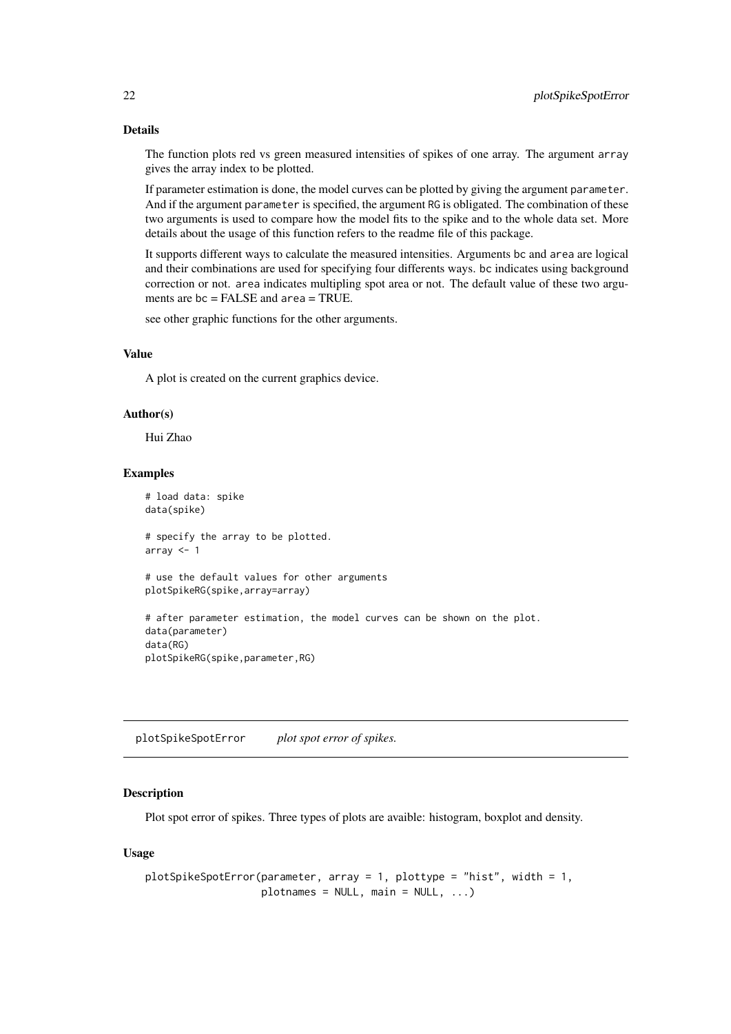### Details

The function plots red vs green measured intensities of spikes of one array. The argument `array` gives the array index to be plotted.

If parameter estimation is done, the model curves can be plotted by giving the argument `parameter`. And if the argument `parameter` is specified, the argument `RG` is obligated. The combination of these two arguments is used to compare how the model fits to the spike and to the whole data set. More details about the usage of this function refers to the readme file of this package.

It supports different ways to calculate the measured intensities. Arguments `bc` and `area` are logical and their combinations are used for specifying four differents ways. `bc` indicates using background correction or not. `area` indicates multipling spot area or not. The default value of these two arguments are `bc` = FALSE and `area` = TRUE.

see other graphic functions for the other arguments.

### Value

A plot is created on the current graphics device.

### Author(s)

Hui Zhao

### Examples

```
# load data: spike
data(spike)

# specify the array to be plotted.
array <- 1

# use the default values for other arguments
plotSpikeRG(spike,array=array)

# after parameter estimation, the model curves can be shown on the plot.
data(parameter)
data(RG)
plotSpikeRG(spike,parameter,RG)
```

---

## plotSpikeSpotError    *plot spot error of spikes.*

---

### Description

Plot spot error of spikes. Three types of plots are avaible: histogram, boxplot and density.

### Usage

```
plotSpikeSpotError(parameter, array = 1, plottype = "hist", width = 1,
                   plotnames = NULL, main = NULL, ...)
```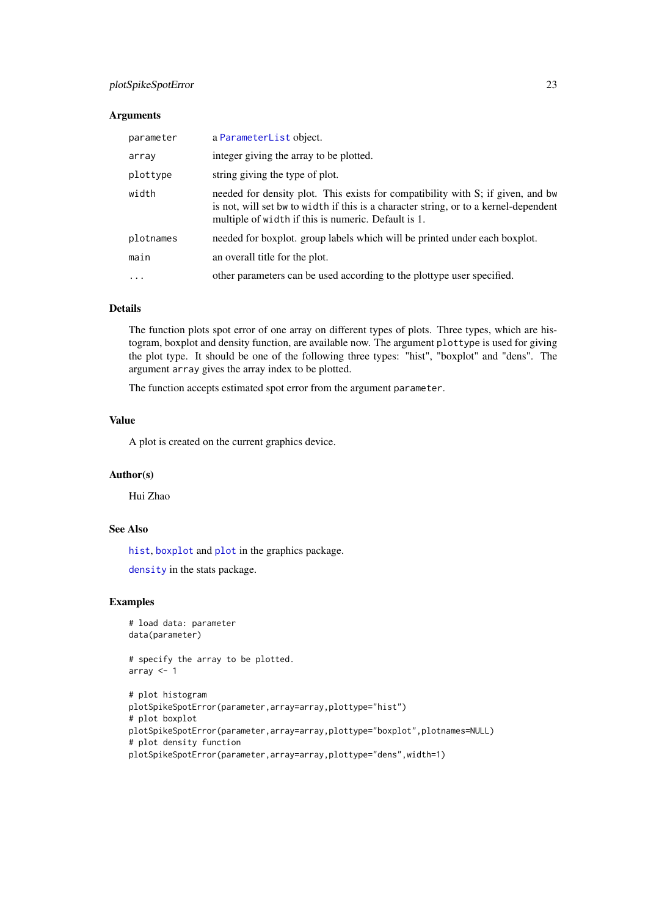### Arguments

| | |
|---|---|
| `parameter` | a `ParameterList` object. |
| `array` | integer giving the array to be plotted. |
| `plottype` | string giving the type of plot. |
| `width` | needed for density plot. This exists for compatibility with S; if given, and `bw` is not, will set `bw` to `width` if this is a character string, or to a kernel-dependent multiple of `width` if this is numeric. Default is 1. |
| `plotnames` | needed for boxplot. group labels which will be printed under each boxplot. |
| `main` | an overall title for the plot. |
| `...` | other parameters can be used according to the plottype user specified. |

### Details

The function plots spot error of one array on different types of plots. Three types, which are histogram, boxplot and density function, are available now. The argument `plottype` is used for giving the plot type. It should be one of the following three types: "hist", "boxplot" and "dens". The argument `array` gives the array index to be plotted.

The function accepts estimated spot error from the argument `parameter`.

### Value

A plot is created on the current graphics device.

### Author(s)

Hui Zhao

### See Also

`hist`, `boxplot` and `plot` in the graphics package.

`density` in the stats package.

### Examples

```
# load data: parameter
data(parameter)

# specify the array to be plotted.
array <- 1

# plot histogram
plotSpikeSpotError(parameter,array=array,plottype="hist")
# plot boxplot
plotSpikeSpotError(parameter,array=array,plottype="boxplot",plotnames=NULL)
# plot density function
plotSpikeSpotError(parameter,array=array,plottype="dens",width=1)
```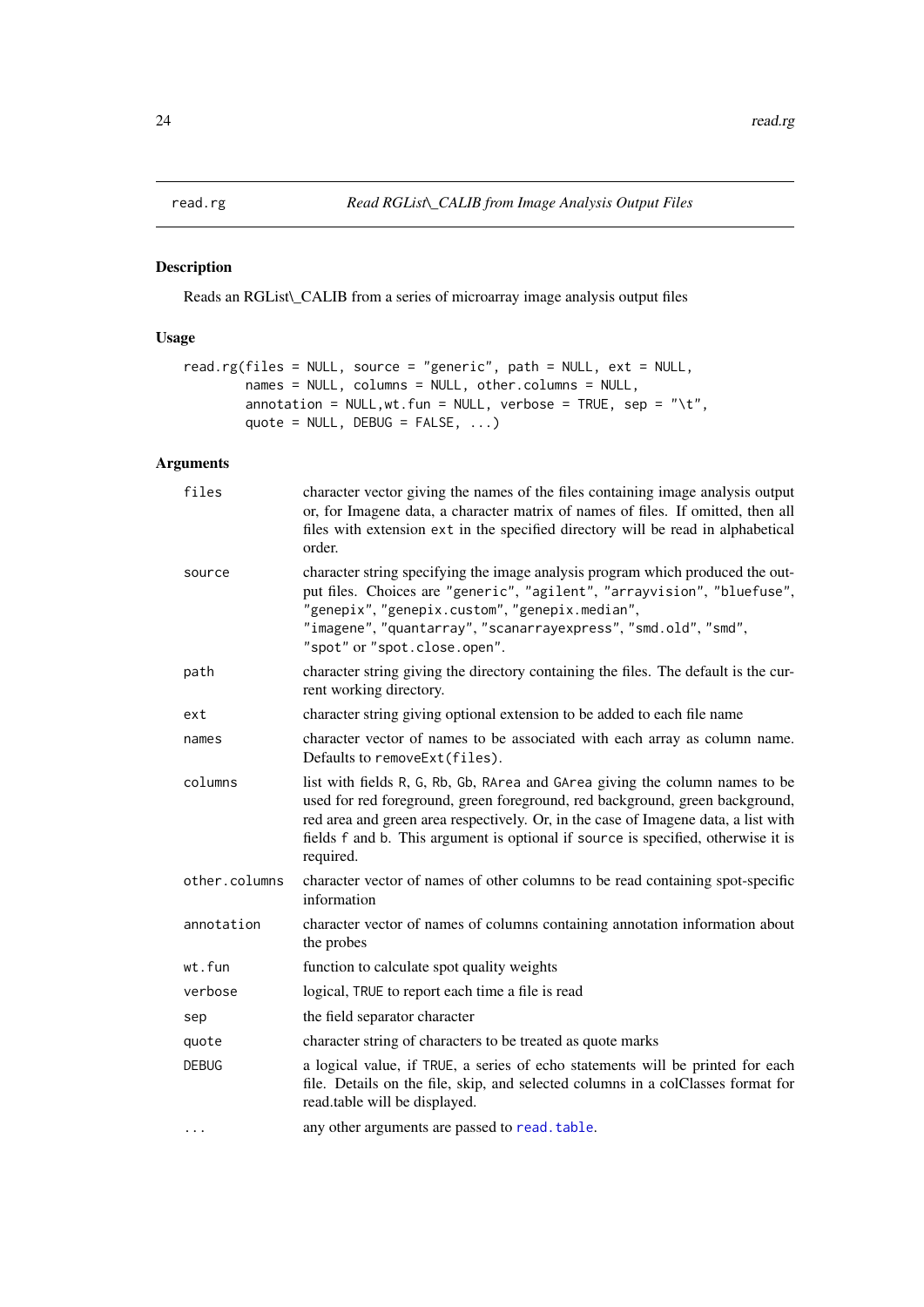read.rg *Read RGList\_CALIB from Image Analysis Output Files*

## Description

Reads an RGList\_CALIB from a series of microarray image analysis output files

## Usage

```
read.rg(files = NULL, source = "generic", path = NULL, ext = NULL,
        names = NULL, columns = NULL, other.columns = NULL,
        annotation = NULL,wt.fun = NULL, verbose = TRUE, sep = "\t",
        quote = NULL, DEBUG = FALSE, ...)
```

## Arguments

| | |
|---|---|
| `files` | character vector giving the names of the files containing image analysis output or, for Imagene data, a character matrix of names of files. If omitted, then all files with extension `ext` in the specified directory will be read in alphabetical order. |
| `source` | character string specifying the image analysis program which produced the output files. Choices are `"generic"`, `"agilent"`, `"arrayvision"`, `"bluefuse"`, `"genepix"`, `"genepix.custom"`, `"genepix.median"`, `"imagene"`, `"quantarray"`, `"scanarrayexpress"`, `"smd.old"`, `"smd"`, `"spot"` or `"spot.close.open"`. |
| `path` | character string giving the directory containing the files. The default is the current working directory. |
| `ext` | character string giving optional extension to be added to each file name |
| `names` | character vector of names to be associated with each array as column name. Defaults to `removeExt(files)`. |
| `columns` | list with fields `R`, `G`, `Rb`, `Gb`, `RArea` and `GArea` giving the column names to be used for red foreground, green foreground, red background, green background, red area and green area respectively. Or, in the case of Imagene data, a list with fields `f` and `b`. This argument is optional if `source` is specified, otherwise it is required. |
| `other.columns` | character vector of names of other columns to be read containing spot-specific information |
| `annotation` | character vector of names of columns containing annotation information about the probes |
| `wt.fun` | function to calculate spot quality weights |
| `verbose` | logical, `TRUE` to report each time a file is read |
| `sep` | the field separator character |
| `quote` | character string of characters to be treated as quote marks |
| `DEBUG` | a logical value, if `TRUE`, a series of echo statements will be printed for each file. Details on the file, skip, and selected columns in a colClasses format for read.table will be displayed. |
| `...` | any other arguments are passed to `read.table`. |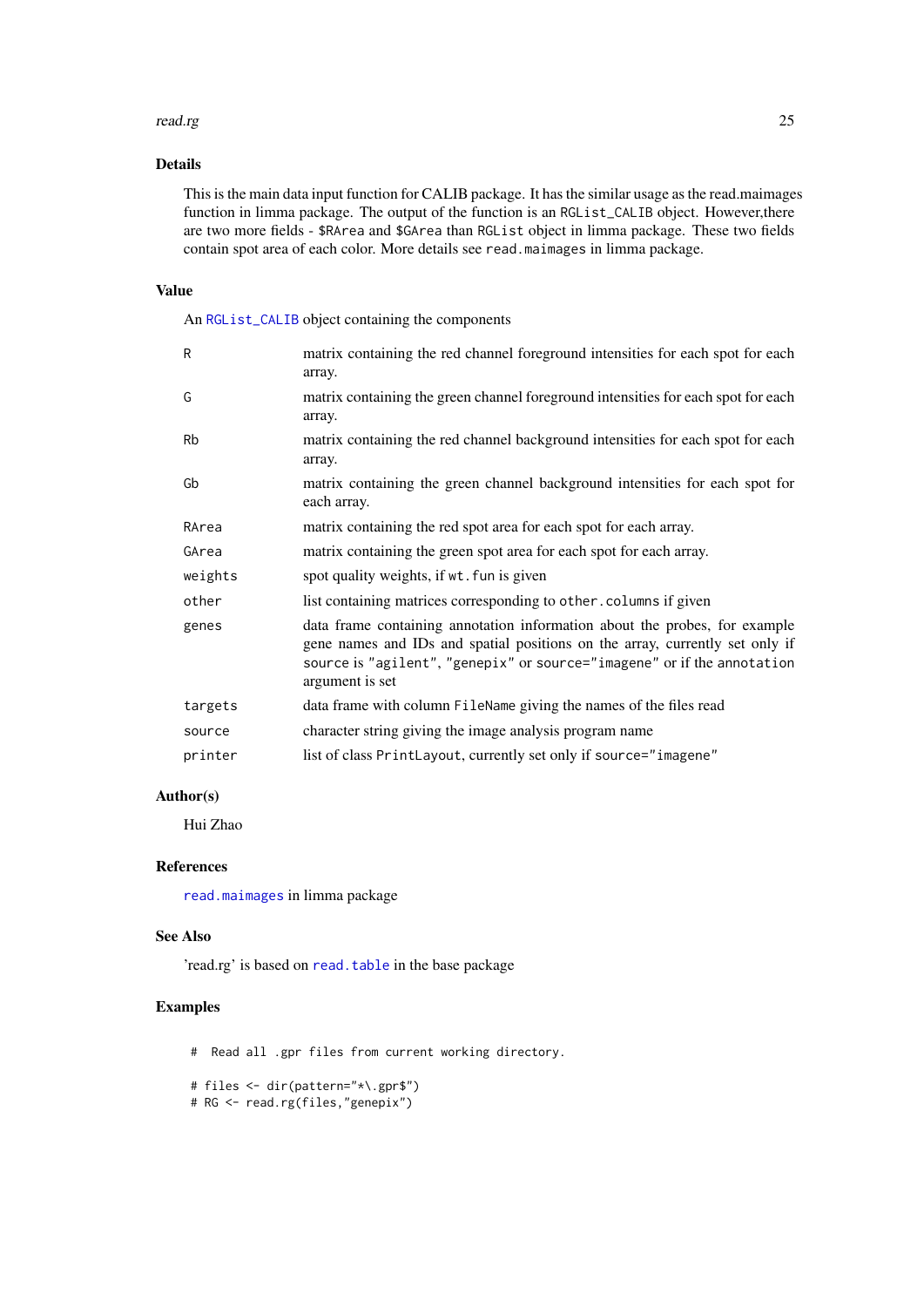### Details

This is the main data input function for CALIB package. It has the similar usage as the read.maimages function in limma package. The output of the function is an `RGList_CALIB` object. However,there are two more fields - `$RArea` and `$GArea` than `RGList` object in limma package. These two fields contain spot area of each color. More details see `read.maimages` in limma package.

### Value

An `RGList_CALIB` object containing the components

| | |
|---|---|
| `R` | matrix containing the red channel foreground intensities for each spot for each array. |
| `G` | matrix containing the green channel foreground intensities for each spot for each array. |
| `Rb` | matrix containing the red channel background intensities for each spot for each array. |
| `Gb` | matrix containing the green channel background intensities for each spot for each array. |
| `RArea` | matrix containing the red spot area for each spot for each array. |
| `GArea` | matrix containing the green spot area for each spot for each array. |
| `weights` | spot quality weights, if `wt.fun` is given |
| `other` | list containing matrices corresponding to `other.columns` if given |
| `genes` | data frame containing annotation information about the probes, for example gene names and IDs and spatial positions on the array, currently set only if `source` is `"agilent"`, `"genepix"` or `source="imagene"` or if the `annotation` argument is set |
| `targets` | data frame with column `FileName` giving the names of the files read |
| `source` | character string giving the image analysis program name |
| `printer` | list of class `PrintLayout`, currently set only if `source="imagene"` |

### Author(s)

Hui Zhao

### References

`read.maimages` in limma package

### See Also

'read.rg' is based on `read.table` in the base package

### Examples

```
#  Read all .gpr files from current working directory.

# files <- dir(pattern="*\.gpr$")
# RG <- read.rg(files,"genepix")
```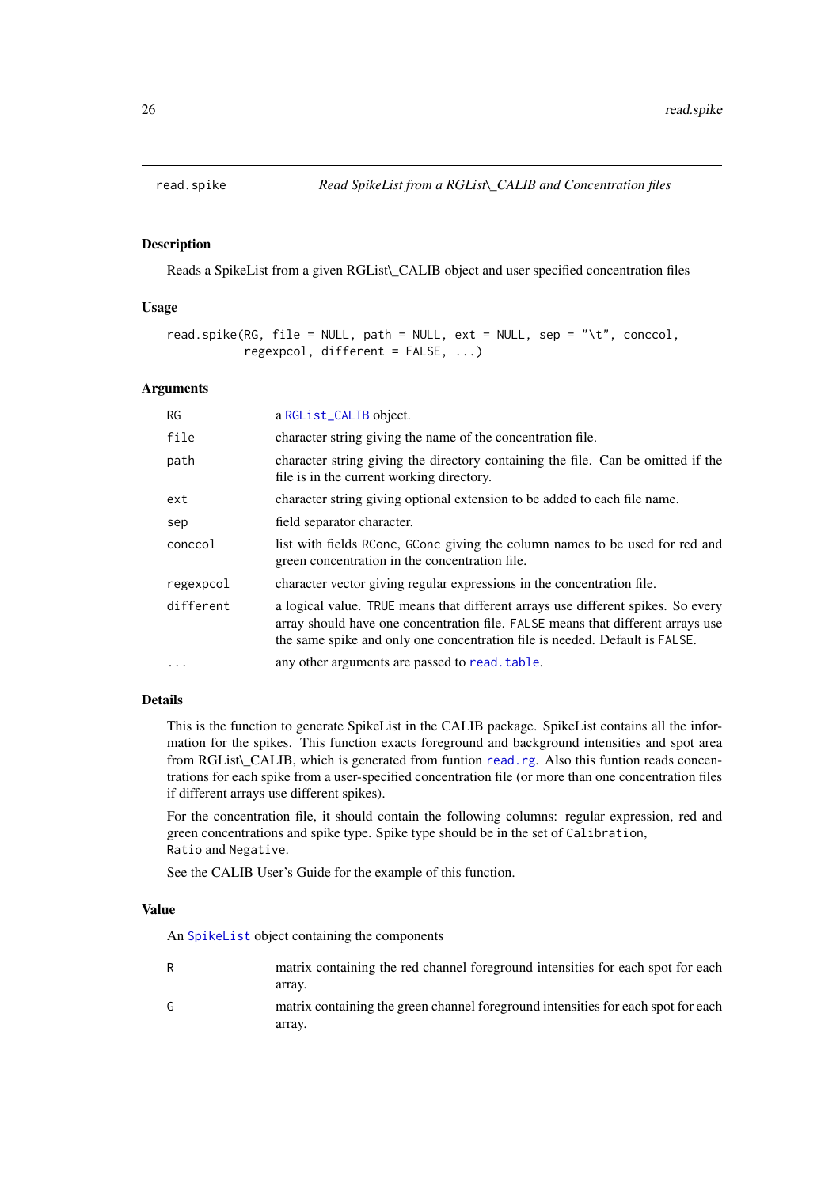read.spike *Read SpikeList from a RGList\_CALIB and Concentration files*

### Description

Reads a SpikeList from a given RGList\_CALIB object and user specified concentration files

### Usage

```
read.spike(RG, file = NULL, path = NULL, ext = NULL, sep = "\t", conccol,
          regexpcol, different = FALSE, ...)
```

### Arguments

| | |
|---|---|
| RG | a RGList_CALIB object. |
| file | character string giving the name of the concentration file. |
| path | character string giving the directory containing the file. Can be omitted if the file is in the current working directory. |
| ext | character string giving optional extension to be added to each file name. |
| sep | field separator character. |
| conccol | list with fields RConc, GConc giving the column names to be used for red and green concentration in the concentration file. |
| regexpcol | character vector giving regular expressions in the concentration file. |
| different | a logical value. TRUE means that different arrays use different spikes. So every array should have one concentration file. FALSE means that different arrays use the same spike and only one concentration file is needed. Default is FALSE. |
| ... | any other arguments are passed to read.table. |

### Details

This is the function to generate SpikeList in the CALIB package. SpikeList contains all the information for the spikes. This function exacts foreground and background intensities and spot area from RGList\_CALIB, which is generated from funtion read.rg. Also this funtion reads concentrations for each spike from a user-specified concentration file (or more than one concentration files if different arrays use different spikes).

For the concentration file, it should contain the following columns: regular expression, red and green concentrations and spike type. Spike type should be in the set of Calibration, Ratio and Negative.

See the CALIB User's Guide for the example of this function.

### Value

An SpikeList object containing the components

| | |
|---|---|
| R | matrix containing the red channel foreground intensities for each spot for each array. |
| G | matrix containing the green channel foreground intensities for each spot for each array. |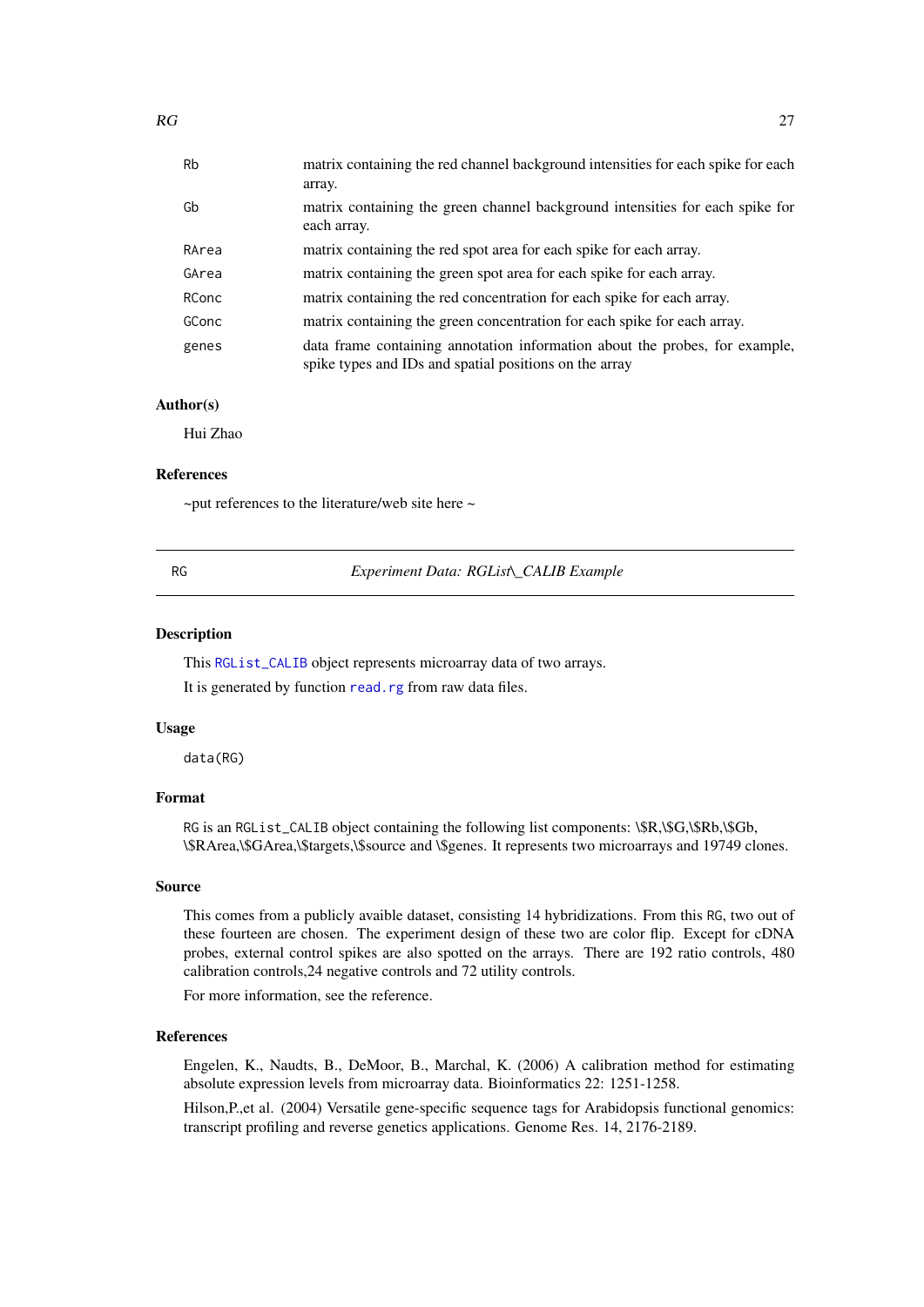| | |
|---|---|
| Rb | matrix containing the red channel background intensities for each spike for each array. |
| Gb | matrix containing the green channel background intensities for each spike for each array. |
| RArea | matrix containing the red spot area for each spike for each array. |
| GArea | matrix containing the green spot area for each spike for each array. |
| RConc | matrix containing the red concentration for each spike for each array. |
| GConc | matrix containing the green concentration for each spike for each array. |
| genes | data frame containing annotation information about the probes, for example, spike types and IDs and spatial positions on the array |

### Author(s)

Hui Zhao

### References

~put references to the literature/web site here ~

---

## RG — *Experiment Data: RGList\_CALIB Example*

### Description

This RGList_CALIB object represents microarray data of two arrays.

It is generated by function read.rg from raw data files.

### Usage

```
data(RG)
```

### Format

RG is an RGList_CALIB object containing the following list components: \$R,\$G,\$Rb,\$Gb, \$RArea,\$GArea,\$targets,\$source and \$genes. It represents two microarrays and 19749 clones.

### Source

This comes from a publicly avaible dataset, consisting 14 hybridizations. From this RG, two out of these fourteen are chosen. The experiment design of these two are color flip. Except for cDNA probes, external control spikes are also spotted on the arrays. There are 192 ratio controls, 480 calibration controls,24 negative controls and 72 utility controls.

For more information, see the reference.

### References

Engelen, K., Naudts, B., DeMoor, B., Marchal, K. (2006) A calibration method for estimating absolute expression levels from microarray data. Bioinformatics 22: 1251-1258.

Hilson,P.,et al. (2004) Versatile gene-specific sequence tags for Arabidopsis functional genomics: transcript profiling and reverse genetics applications. Genome Res. 14, 2176-2189.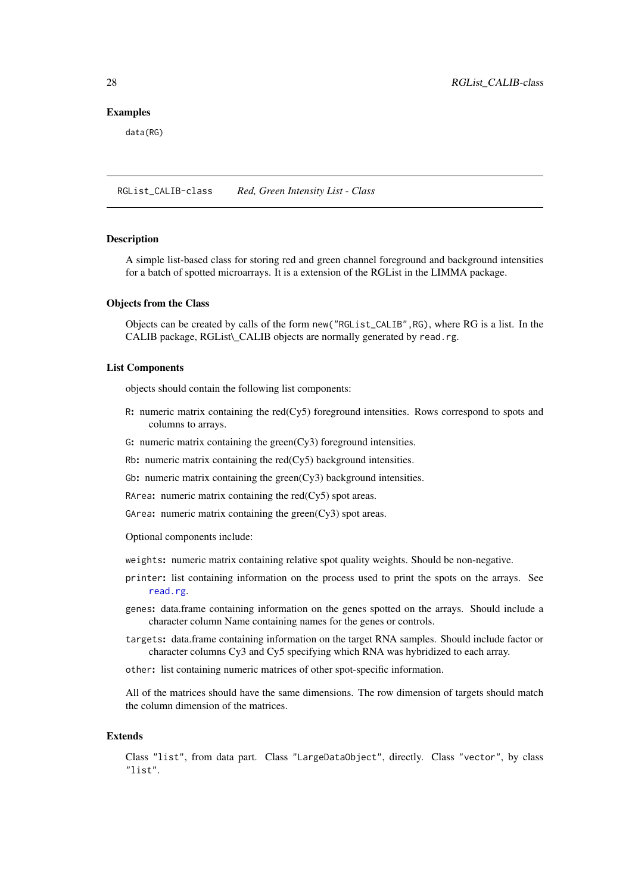### Examples

```
data(RG)
```

---

## RGList_CALIB-class *Red, Green Intensity List - Class*

---

### Description

A simple list-based class for storing red and green channel foreground and background intensities for a batch of spotted microarrays. It is a extension of the RGList in the LIMMA package.

### Objects from the Class

Objects can be created by calls of the form `new("RGList_CALIB",RG)`, where RG is a list. In the CALIB package, RGList\_CALIB objects are normally generated by `read.rg`.

### List Components

objects should contain the following list components:

- `R`: numeric matrix containing the red(Cy5) foreground intensities. Rows correspond to spots and columns to arrays.
- `G`: numeric matrix containing the green(Cy3) foreground intensities.
- `Rb`: numeric matrix containing the red(Cy5) background intensities.
- `Gb`: numeric matrix containing the green(Cy3) background intensities.
- `RArea`: numeric matrix containing the red(Cy5) spot areas.
- `GArea`: numeric matrix containing the green(Cy3) spot areas.

Optional components include:

- `weights`: numeric matrix containing relative spot quality weights. Should be non-negative.
- `printer`: list containing information on the process used to print the spots on the arrays. See `read.rg`.
- `genes`: data.frame containing information on the genes spotted on the arrays. Should include a character column Name containing names for the genes or controls.
- `targets`: data.frame containing information on the target RNA samples. Should include factor or character columns Cy3 and Cy5 specifying which RNA was hybridized to each array.
- `other`: list containing numeric matrices of other spot-specific information.

All of the matrices should have the same dimensions. The row dimension of targets should match the column dimension of the matrices.

### Extends

Class `"list"`, from data part. Class `"LargeDataObject"`, directly. Class `"vector"`, by class `"list"`.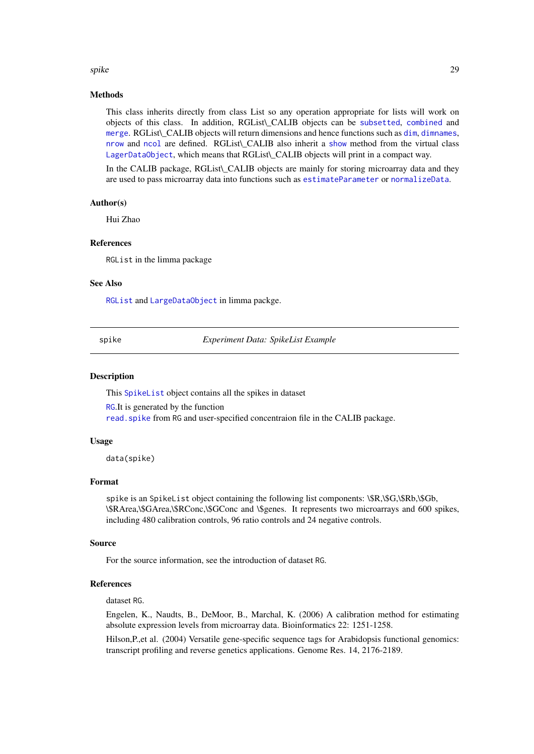## Methods

This class inherits directly from class List so any operation appropriate for lists will work on objects of this class. In addition, RGList\_CALIB objects can be `subsetted`, `combined` and `merge`. RGList\_CALIB objects will return dimensions and hence functions such as `dim`, `dimnames`, `nrow` and `ncol` are defined. RGList\_CALIB also inherit a `show` method from the virtual class `LagerDataObject`, which means that RGList\_CALIB objects will print in a compact way.

In the CALIB package, RGList\_CALIB objects are mainly for storing microarray data and they are used to pass microarray data into functions such as `estimateParameter` or `normalizeData`.

## Author(s)

Hui Zhao

## References

`RGList` in the limma package

## See Also

`RGList` and `LargeDataObject` in limma packge.

---

`spike` *Experiment Data: SpikeList Example*

---

## Description

This `SpikeList` object contains all the spikes in dataset

`RG`.It is generated by the function
`read.spike` from `RG` and user-specified concentraion file in the CALIB package.

## Usage

```
data(spike)
```

## Format

`spike` is an `SpikeList` object containing the following list components: \$R,\$G,\$Rb,\$Gb, \$RArea,\$GArea,\$RConc,\$GConc and \$genes. It represents two microarrays and 600 spikes, including 480 calibration controls, 96 ratio controls and 24 negative controls.

## Source

For the source information, see the introduction of dataset `RG`.

## References

dataset `RG`.

Engelen, K., Naudts, B., DeMoor, B., Marchal, K. (2006) A calibration method for estimating absolute expression levels from microarray data. Bioinformatics 22: 1251-1258.

Hilson,P.,et al. (2004) Versatile gene-specific sequence tags for Arabidopsis functional genomics: transcript profiling and reverse genetics applications. Genome Res. 14, 2176-2189.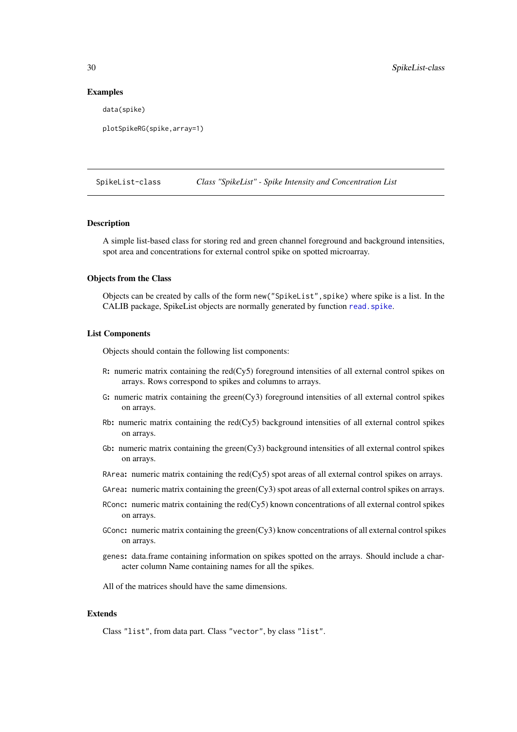### Examples

```
data(spike)

plotSpikeRG(spike,array=1)
```

---

## SpikeList-class *Class "SpikeList" - Spike Intensity and Concentration List*

### Description

A simple list-based class for storing red and green channel foreground and background intensities, spot area and concentrations for external control spike on spotted microarray.

### Objects from the Class

Objects can be created by calls of the form `new("SpikeList",spike)` where spike is a list. In the CALIB package, SpikeList objects are normally generated by function `read.spike`.

### List Components

Objects should contain the following list components:

- `R`**:** numeric matrix containing the red(Cy5) foreground intensities of all external control spikes on arrays. Rows correspond to spikes and columns to arrays.
- `G`**:** numeric matrix containing the green(Cy3) foreground intensities of all external control spikes on arrays.
- `Rb`**:** numeric matrix containing the red(Cy5) background intensities of all external control spikes on arrays.
- `Gb`**:** numeric matrix containing the green(Cy3) background intensities of all external control spikes on arrays.
- `RArea`**:** numeric matrix containing the red(Cy5) spot areas of all external control spikes on arrays.
- `GArea`**:** numeric matrix containing the green(Cy3) spot areas of all external control spikes on arrays.
- `RConc`**:** numeric matrix containing the red(Cy5) known concentrations of all external control spikes on arrays.
- `GConc`**:** numeric matrix containing the green(Cy3) know concentrations of all external control spikes on arrays.
- `genes`**:** data.frame containing information on spikes spotted on the arrays. Should include a character column Name containing names for all the spikes.

All of the matrices should have the same dimensions.

### Extends

Class `"list"`, from data part. Class `"vector"`, by class `"list"`.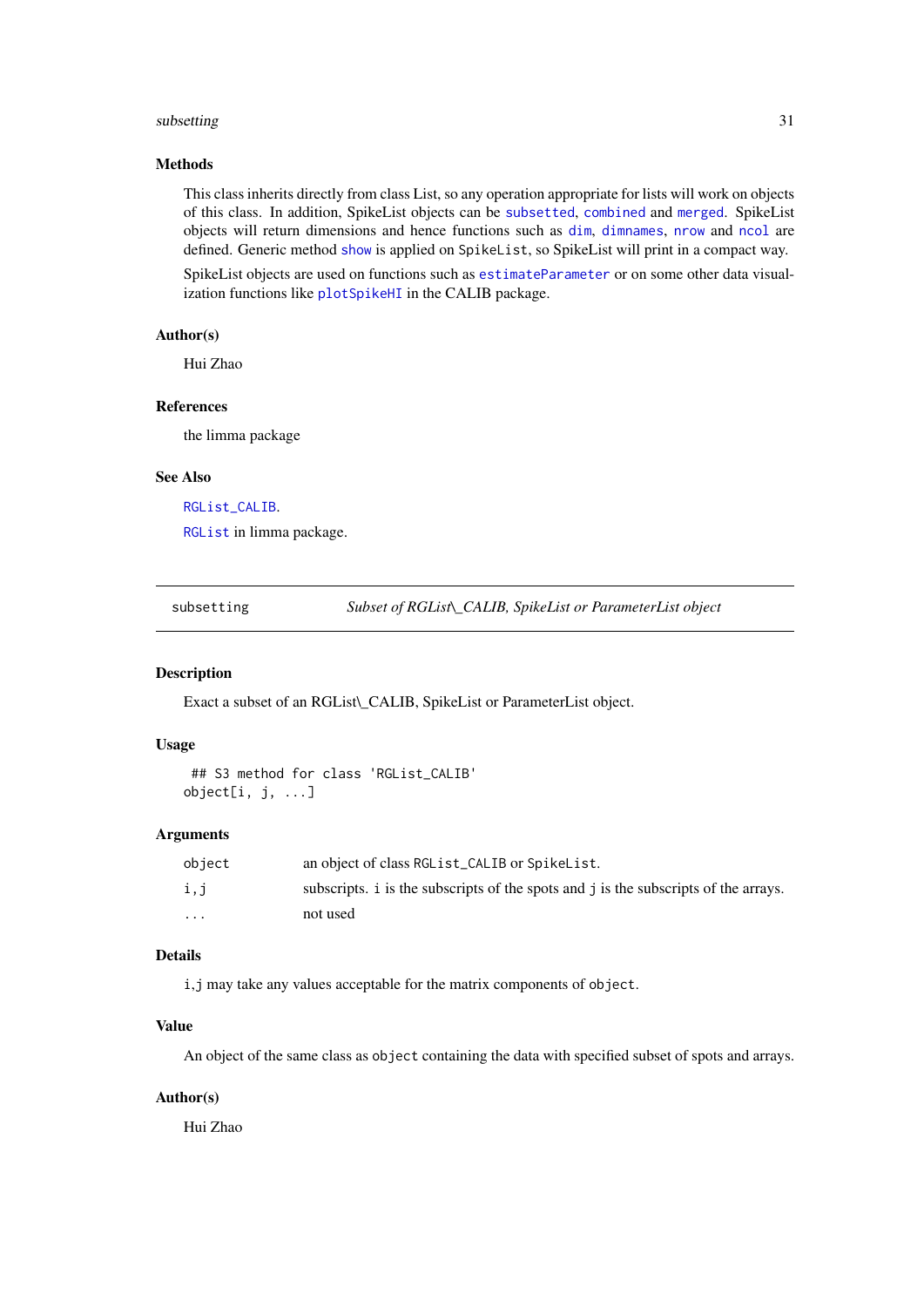### Methods

This class inherits directly from class List, so any operation appropriate for lists will work on objects of this class. In addition, SpikeList objects can be `subsetted`, `combined` and `merged`. SpikeList objects will return dimensions and hence functions such as `dim`, `dimnames`, `nrow` and `ncol` are defined. Generic method `show` is applied on `SpikeList`, so SpikeList will print in a compact way.

SpikeList objects are used on functions such as `estimateParameter` or on some other data visualization functions like `plotSpikeHI` in the CALIB package.

### Author(s)

Hui Zhao

### References

the limma package

### See Also

`RGList_CALIB`.

`RGList` in limma package.

---

## subsetting — *Subset of RGList\_CALIB, SpikeList or ParameterList object*

### Description

Exact a subset of an RGList\_CALIB, SpikeList or ParameterList object.

### Usage

```
 ## S3 method for class 'RGList_CALIB'
object[i, j, ...]
```

### Arguments

| | |
|---|---|
| `object` | an object of class `RGList_CALIB` or `SpikeList`. |
| `i,j` | subscripts. `i` is the subscripts of the spots and `j` is the subscripts of the arrays. |
| `...` | not used |

### Details

`i,j` may take any values acceptable for the matrix components of `object`.

### Value

An object of the same class as `object` containing the data with specified subset of spots and arrays.

### Author(s)

Hui Zhao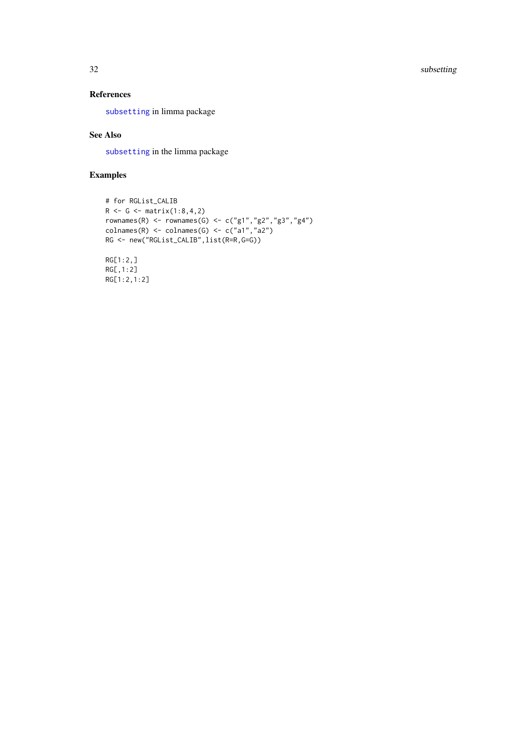### References

subsetting in limma package

### See Also

subsetting in the limma package

### Examples

```
# for RGList_CALIB
R <- G <- matrix(1:8,4,2)
rownames(R) <- rownames(G) <- c("g1","g2","g3","g4")
colnames(R) <- colnames(G) <- c("a1","a2")
RG <- new("RGList_CALIB",list(R=R,G=G))

RG[1:2,]
RG[,1:2]
RG[1:2,1:2]
```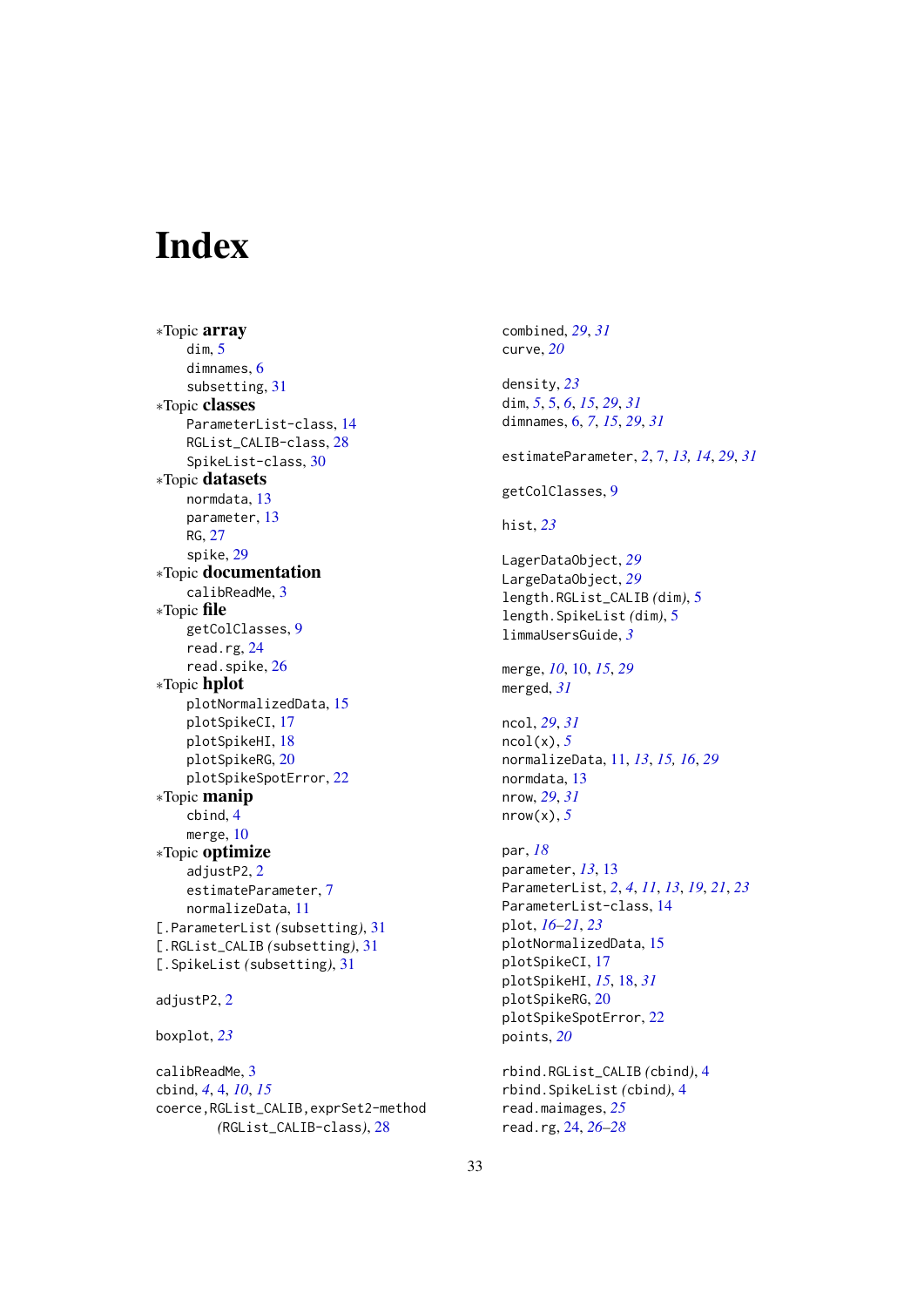# Index

∗Topic **array**
  dim, 5
  dimnames, 6
  subsetting, 31
∗Topic **classes**
  ParameterList-class, 14
  RGList_CALIB-class, 28
  SpikeList-class, 30
∗Topic **datasets**
  normdata, 13
  parameter, 13
  RG, 27
  spike, 29
∗Topic **documentation**
  calibReadMe, 3
∗Topic **file**
  getColClasses, 9
  read.rg, 24
  read.spike, 26
∗Topic **hplot**
  plotNormalizedData, 15
  plotSpikeCI, 17
  plotSpikeHI, 18
  plotSpikeRG, 20
  plotSpikeSpotError, 22
∗Topic **manip**
  cbind, 4
  merge, 10
∗Topic **optimize**
  adjustP2, 2
  estimateParameter, 7
  normalizeData, 11
[.ParameterList *(subsetting)*, 31
[.RGList_CALIB *(subsetting)*, 31
[.SpikeList *(subsetting)*, 31

adjustP2, 2

boxplot, *23*

calibReadMe, 3
cbind, *4*, 4, *10*, *15*
coerce,RGList_CALIB,exprSet2-method *(RGList_CALIB-class)*, 28
combined, *29*, *31*
curve, *20*

density, *23*
dim, *5*, 5, *6*, *15*, *29*, *31*
dimnames, 6, *7*, *15*, *29*, *31*

estimateParameter, *2*, 7, *13*, *14*, *29*, *31*

getColClasses, 9

hist, *23*

LagerDataObject, *29*
LargeDataObject, *29*
length.RGList_CALIB *(dim)*, 5
length.SpikeList *(dim)*, 5
limmaUsersGuide, *3*

merge, *10*, 10, *15*, *29*
merged, *31*

ncol, *29*, *31*
ncol(x), *5*
normalizeData, 11, *13*, *15*, *16*, *29*
normdata, 13
nrow, *29*, *31*
nrow(x), *5*

par, *18*
parameter, *13*, 13
ParameterList, *2*, *4*, *11*, *13*, *19*, *21*, *23*
ParameterList-class, 14
plot, *16–21*, *23*
plotNormalizedData, 15
plotSpikeCI, 17
plotSpikeHI, *15*, 18, *31*
plotSpikeRG, 20
plotSpikeSpotError, 22
points, *20*

rbind.RGList_CALIB *(cbind)*, 4
rbind.SpikeList *(cbind)*, 4
read.maimages, *25*
read.rg, 24, *26–28*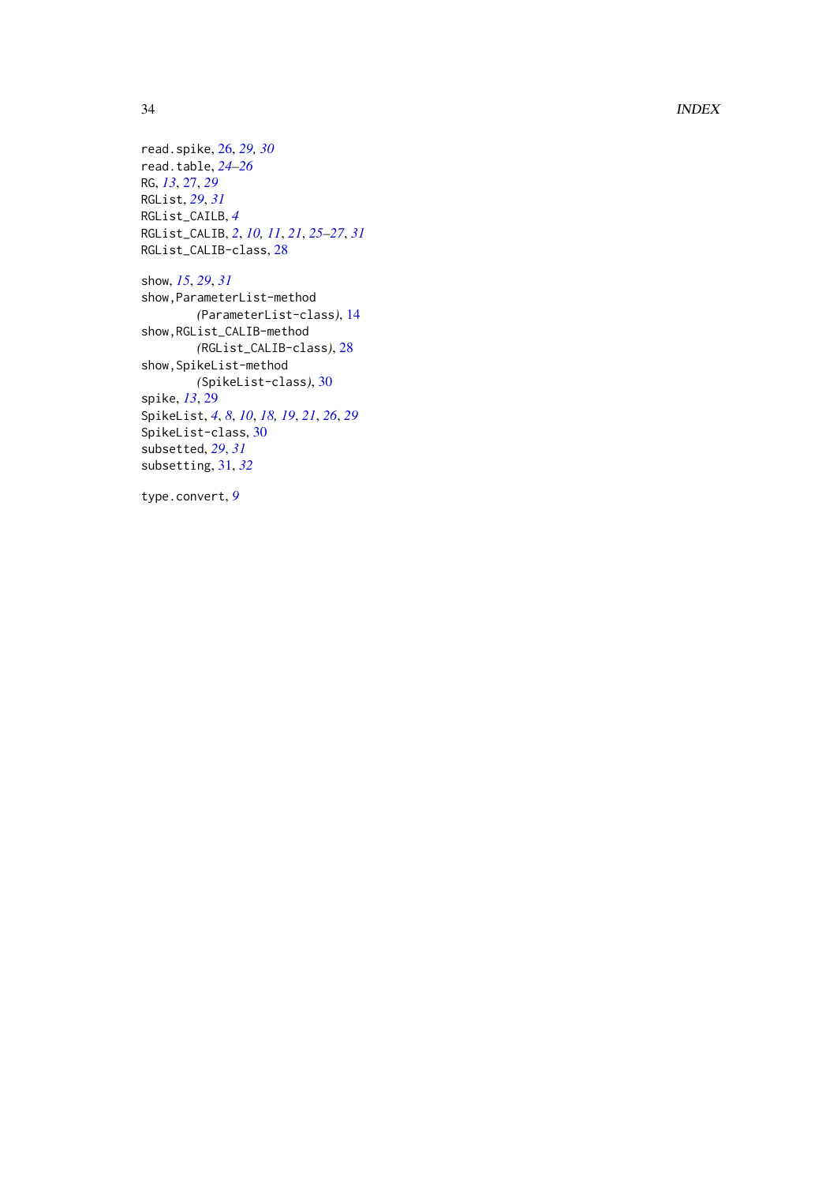read.spike, 26, *29, 30*
read.table, *24–26*
RG, *13*, 27, *29*
RGList, *29*, *31*
RGList_CAILB, *4*
RGList_CALIB, *2*, *10, 11*, *21*, *25–27*, *31*
RGList_CALIB-class, 28

show, *15*, *29*, *31*
show,ParameterList-method
    (ParameterList-class), 14
show,RGList_CALIB-method
    (RGList_CALIB-class), 28
show,SpikeList-method
    (SpikeList-class), 30
spike, *13*, 29
SpikeList, *4*, *8*, *10*, *18, 19*, *21*, *26*, *29*
SpikeList-class, 30
subsetted, *29*, *31*
subsetting, 31, *32*

type.convert, *9*